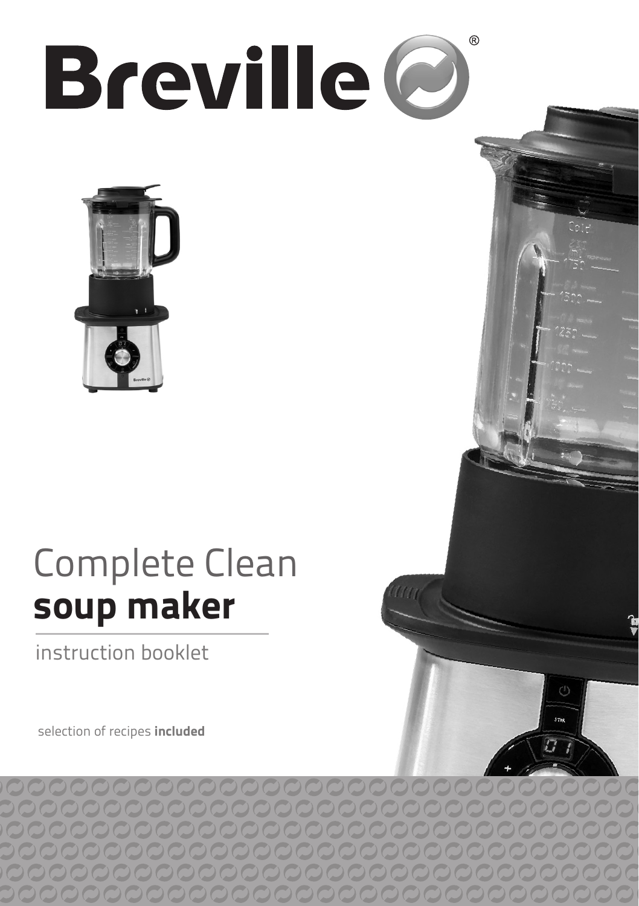# Breville®

# Complete Clean
# **soup maker**

instruction booklet

selection of recipes **included**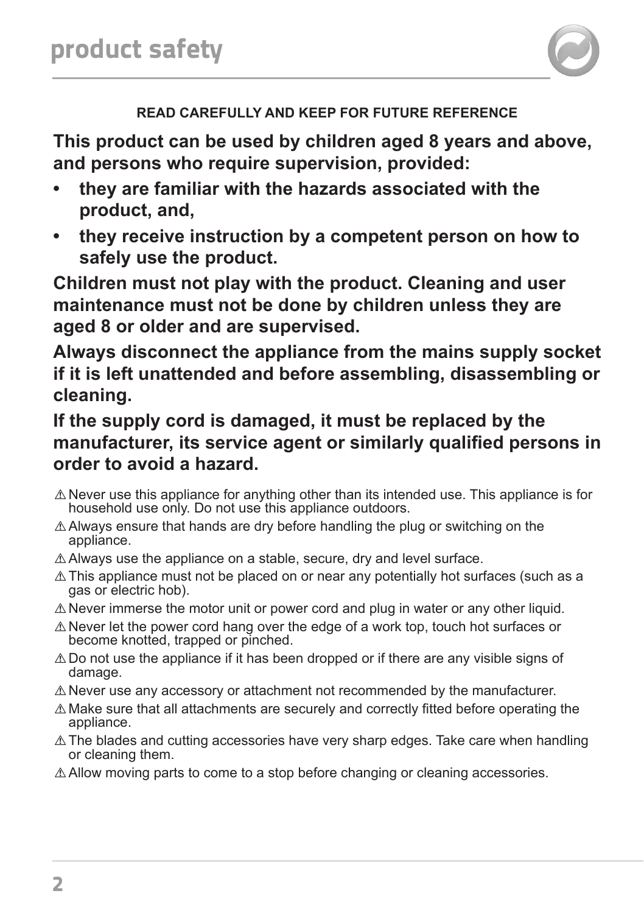# product safety

**READ CAREFULLY AND KEEP FOR FUTURE REFERENCE**

**This product can be used by children aged 8 years and above, and persons who require supervision, provided:**

- **they are familiar with the hazards associated with the product, and,**
- **they receive instruction by a competent person on how to safely use the product.**

**Children must not play with the product. Cleaning and user maintenance must not be done by children unless they are aged 8 or older and are supervised.**

**Always disconnect the appliance from the mains supply socket if it is left unattended and before assembling, disassembling or cleaning.**

**If the supply cord is damaged, it must be replaced by the manufacturer, its service agent or similarly qualified persons in order to avoid a hazard.**

⚠ Never use this appliance for anything other than its intended use. This appliance is for household use only. Do not use this appliance outdoors.

⚠ Always ensure that hands are dry before handling the plug or switching on the appliance.

⚠ Always use the appliance on a stable, secure, dry and level surface.

⚠ This appliance must not be placed on or near any potentially hot surfaces (such as a gas or electric hob).

⚠ Never immerse the motor unit or power cord and plug in water or any other liquid.

⚠ Never let the power cord hang over the edge of a work top, touch hot surfaces or become knotted, trapped or pinched.

⚠ Do not use the appliance if it has been dropped or if there are any visible signs of damage.

⚠ Never use any accessory or attachment not recommended by the manufacturer.

⚠ Make sure that all attachments are securely and correctly fitted before operating the appliance.

⚠ The blades and cutting accessories have very sharp edges. Take care when handling or cleaning them.

⚠ Allow moving parts to come to a stop before changing or cleaning accessories.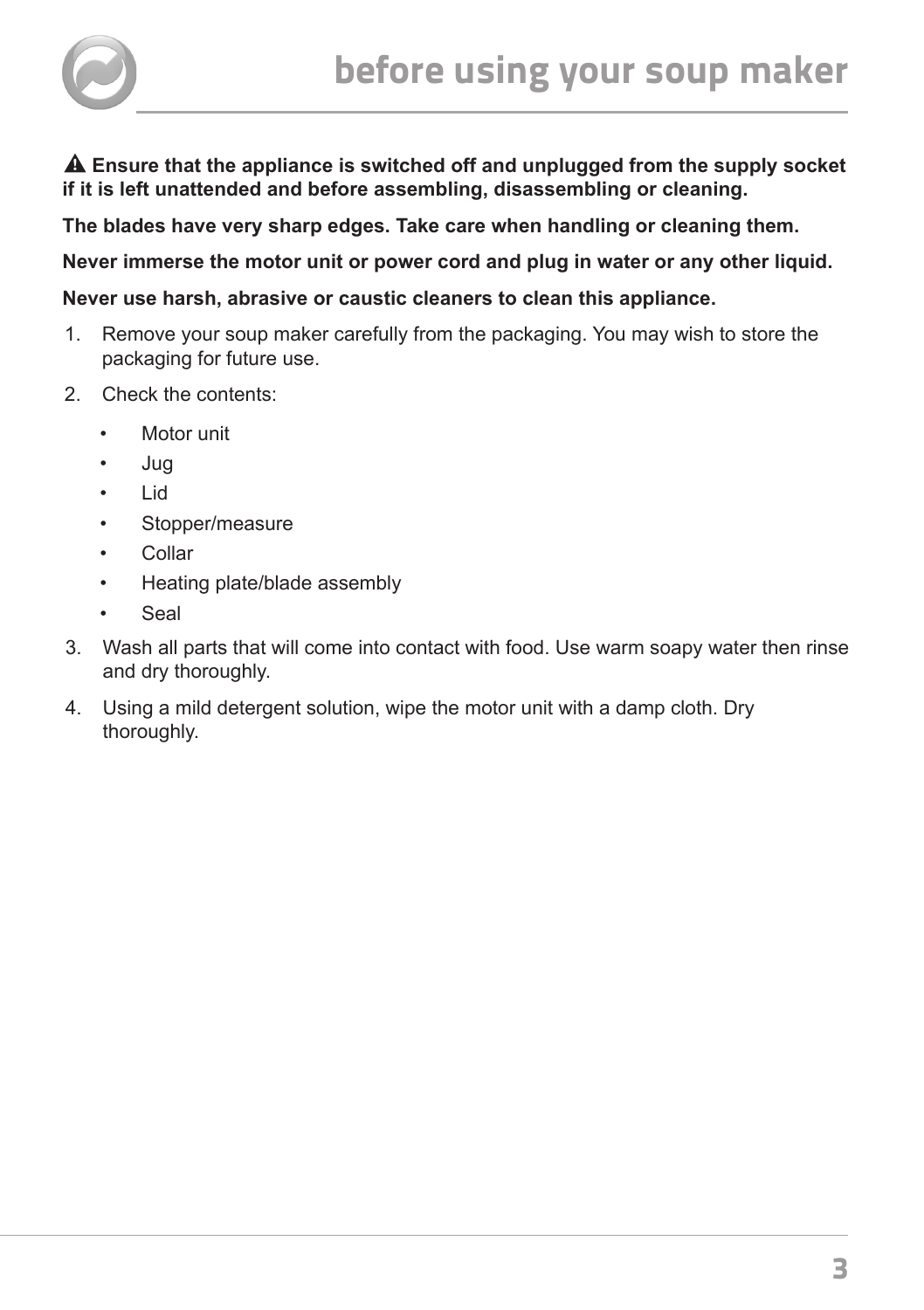# before using your soup maker

**⚠ Ensure that the appliance is switched off and unplugged from the supply socket if it is left unattended and before assembling, disassembling or cleaning.**

**The blades have very sharp edges. Take care when handling or cleaning them.**

**Never immerse the motor unit or power cord and plug in water or any other liquid.**

**Never use harsh, abrasive or caustic cleaners to clean this appliance.**

1. Remove your soup maker carefully from the packaging. You may wish to store the packaging for future use.
2. Check the contents:
    - Motor unit
    - Jug
    - Lid
    - Stopper/measure
    - Collar
    - Heating plate/blade assembly
    - Seal
3. Wash all parts that will come into contact with food. Use warm soapy water then rinse and dry thoroughly.
4. Using a mild detergent solution, wipe the motor unit with a damp cloth. Dry thoroughly.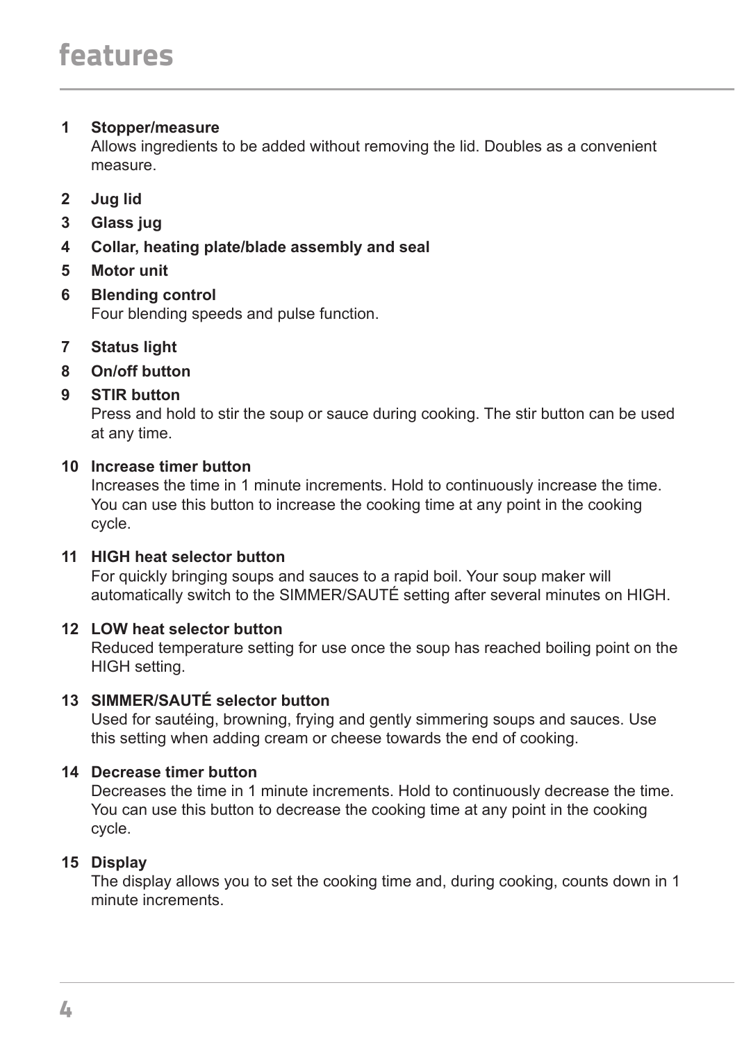# features

1. **Stopper/measure**
   Allows ingredients to be added without removing the lid. Doubles as a convenient measure.

2. **Jug lid**

3. **Glass jug**

4. **Collar, heating plate/blade assembly and seal**

5. **Motor unit**

6. **Blending control**
   Four blending speeds and pulse function.

7. **Status light**

8. **On/off button**

9. **STIR button**
   Press and hold to stir the soup or sauce during cooking. The stir button can be used at any time.

10. **Increase timer button**
    Increases the time in 1 minute increments. Hold to continuously increase the time. You can use this button to increase the cooking time at any point in the cooking cycle.

11. **HIGH heat selector button**
    For quickly bringing soups and sauces to a rapid boil. Your soup maker will automatically switch to the SIMMER/SAUTÉ setting after several minutes on HIGH.

12. **LOW heat selector button**
    Reduced temperature setting for use once the soup has reached boiling point on the HIGH setting.

13. **SIMMER/SAUTÉ selector button**
    Used for sautéing, browning, frying and gently simmering soups and sauces. Use this setting when adding cream or cheese towards the end of cooking.

14. **Decrease timer button**
    Decreases the time in 1 minute increments. Hold to continuously decrease the time. You can use this button to decrease the cooking time at any point in the cooking cycle.

15. **Display**
    The display allows you to set the cooking time and, during cooking, counts down in 1 minute increments.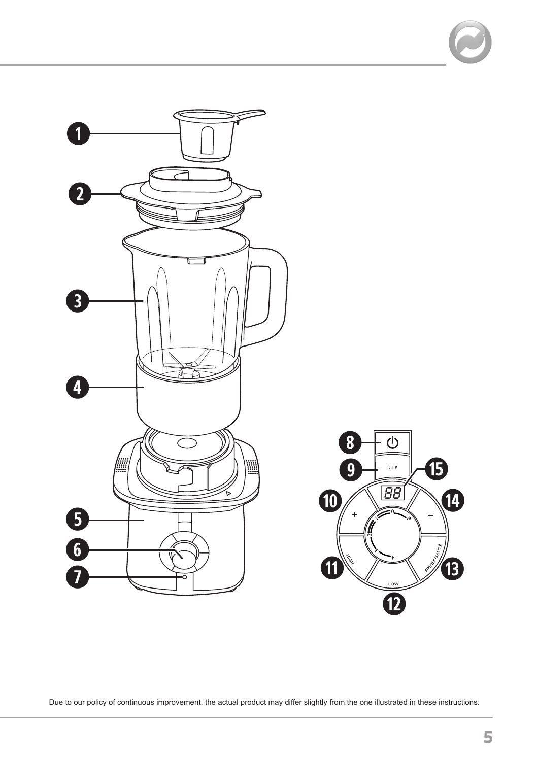Due to our policy of continuous improvement, the actual product may differ slightly from the one illustrated in these instructions.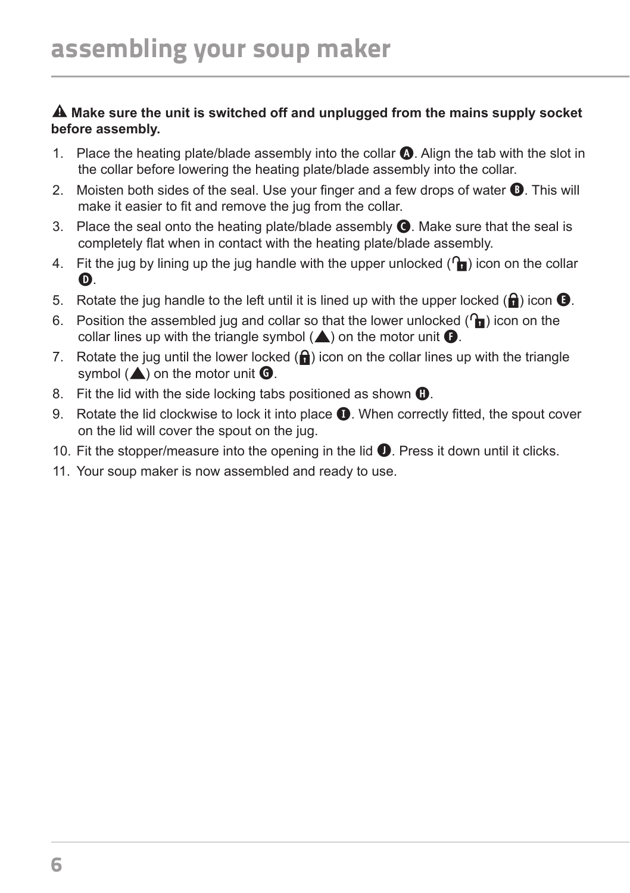# assembling your soup maker

⚠ **Make sure the unit is switched off and unplugged from the mains supply socket before assembly.**

1. Place the heating plate/blade assembly into the collar **A**. Align the tab with the slot in the collar before lowering the heating plate/blade assembly into the collar.
2. Moisten both sides of the seal. Use your finger and a few drops of water **B**. This will make it easier to fit and remove the jug from the collar.
3. Place the seal onto the heating plate/blade assembly **C**. Make sure that the seal is completely flat when in contact with the heating plate/blade assembly.
4. Fit the jug by lining up the jug handle with the upper unlocked (🔓) icon on the collar **D**.
5. Rotate the jug handle to the left until it is lined up with the upper locked (🔒) icon **E**.
6. Position the assembled jug and collar so that the lower unlocked (🔓) icon on the collar lines up with the triangle symbol (▲) on the motor unit **F**.
7. Rotate the jug until the lower locked (🔒) icon on the collar lines up with the triangle symbol (▲) on the motor unit **G**.
8. Fit the lid with the side locking tabs positioned as shown **H**.
9. Rotate the lid clockwise to lock it into place **I**. When correctly fitted, the spout cover on the lid will cover the spout on the jug.
10. Fit the stopper/measure into the opening in the lid **J**. Press it down until it clicks.
11. Your soup maker is now assembled and ready to use.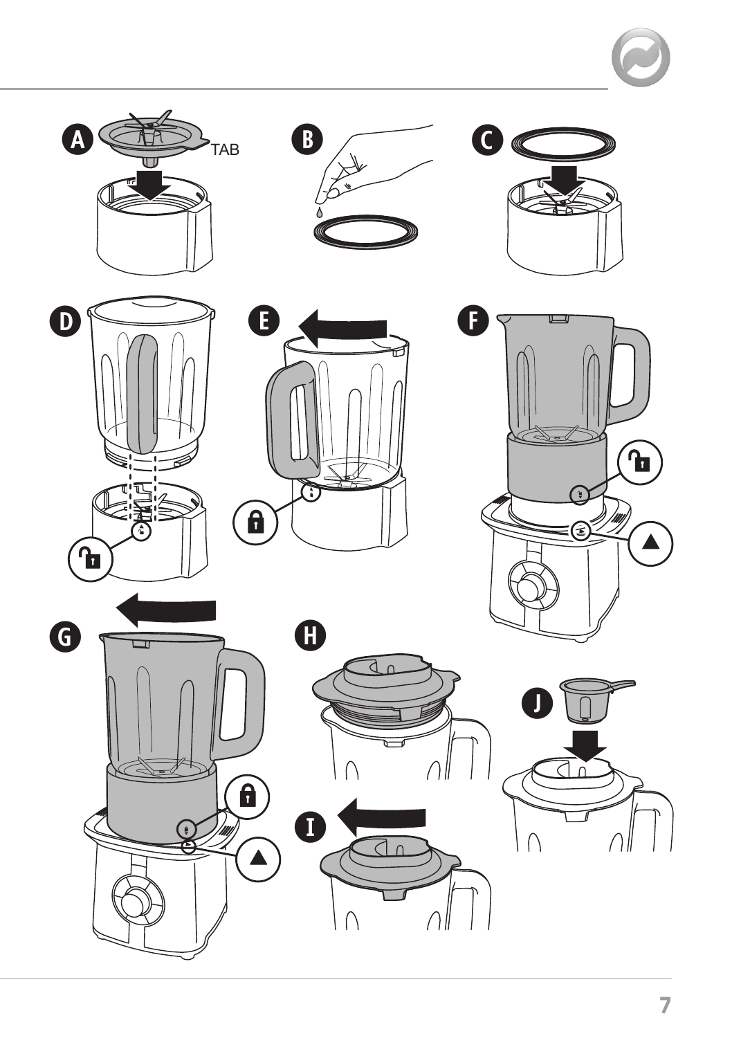A

TAB

B

C

D

E

F

G

H

I

J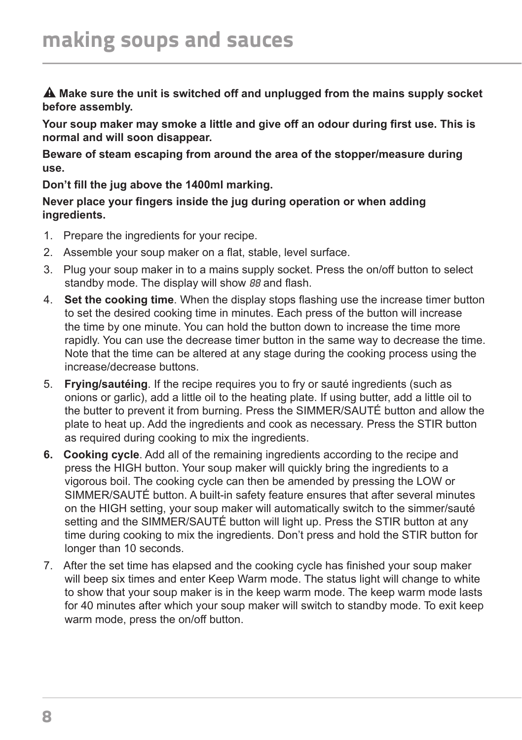# making soups and sauces

⚠ **Make sure the unit is switched off and unplugged from the mains supply socket before assembly.**

**Your soup maker may smoke a little and give off an odour during first use. This is normal and will soon disappear.**

**Beware of steam escaping from around the area of the stopper/measure during use.**

**Don't fill the jug above the 1400ml marking.**

**Never place your fingers inside the jug during operation or when adding ingredients.**

1. Prepare the ingredients for your recipe.
2. Assemble your soup maker on a flat, stable, level surface.
3. Plug your soup maker in to a mains supply socket. Press the on/off button to select standby mode. The display will show *88* and flash.
4. **Set the cooking time**. When the display stops flashing use the increase timer button to set the desired cooking time in minutes. Each press of the button will increase the time by one minute. You can hold the button down to increase the time more rapidly. You can use the decrease timer button in the same way to decrease the time. Note that the time can be altered at any stage during the cooking process using the increase/decrease buttons.
5. **Frying/sautéing**. If the recipe requires you to fry or sauté ingredients (such as onions or garlic), add a little oil to the heating plate. If using butter, add a little oil to the butter to prevent it from burning. Press the SIMMER/SAUTÉ button and allow the plate to heat up. Add the ingredients and cook as necessary. Press the STIR button as required during cooking to mix the ingredients.
6. **Cooking cycle**. Add all of the remaining ingredients according to the recipe and press the HIGH button. Your soup maker will quickly bring the ingredients to a vigorous boil. The cooking cycle can then be amended by pressing the LOW or SIMMER/SAUTÉ button. A built-in safety feature ensures that after several minutes on the HIGH setting, your soup maker will automatically switch to the simmer/sauté setting and the SIMMER/SAUTÉ button will light up. Press the STIR button at any time during cooking to mix the ingredients. Don't press and hold the STIR button for longer than 10 seconds.
7. After the set time has elapsed and the cooking cycle has finished your soup maker will beep six times and enter Keep Warm mode. The status light will change to white to show that your soup maker is in the keep warm mode. The keep warm mode lasts for 40 minutes after which your soup maker will switch to standby mode. To exit keep warm mode, press the on/off button.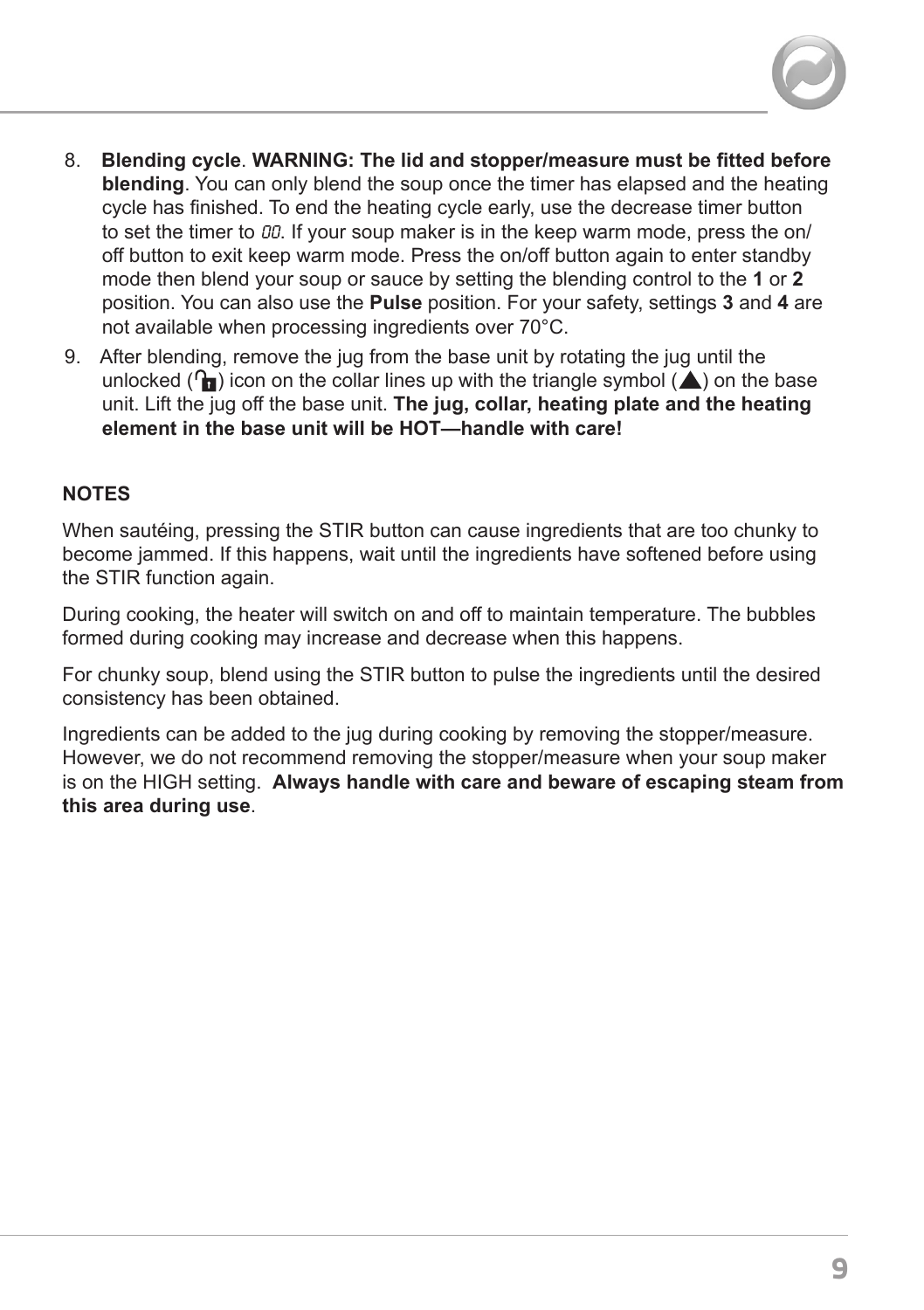8. **Blending cycle**. **WARNING: The lid and stopper/measure must be fitted before blending**. You can only blend the soup once the timer has elapsed and the heating cycle has finished. To end the heating cycle early, use the decrease timer button to set the timer to 00. If your soup maker is in the keep warm mode, press the on/off button to exit keep warm mode. Press the on/off button again to enter standby mode then blend your soup or sauce by setting the blending control to the **1** or **2** position. You can also use the **Pulse** position. For your safety, settings **3** and **4** are not available when processing ingredients over 70°C.
9. After blending, remove the jug from the base unit by rotating the jug until the unlocked (🔓) icon on the collar lines up with the triangle symbol (▲) on the base unit. Lift the jug off the base unit. **The jug, collar, heating plate and the heating element in the base unit will be HOT—handle with care!**

**NOTES**

When sautéing, pressing the STIR button can cause ingredients that are too chunky to become jammed. If this happens, wait until the ingredients have softened before using the STIR function again.

During cooking, the heater will switch on and off to maintain temperature. The bubbles formed during cooking may increase and decrease when this happens.

For chunky soup, blend using the STIR button to pulse the ingredients until the desired consistency has been obtained.

Ingredients can be added to the jug during cooking by removing the stopper/measure. However, we do not recommend removing the stopper/measure when your soup maker is on the HIGH setting. **Always handle with care and beware of escaping steam from this area during use**.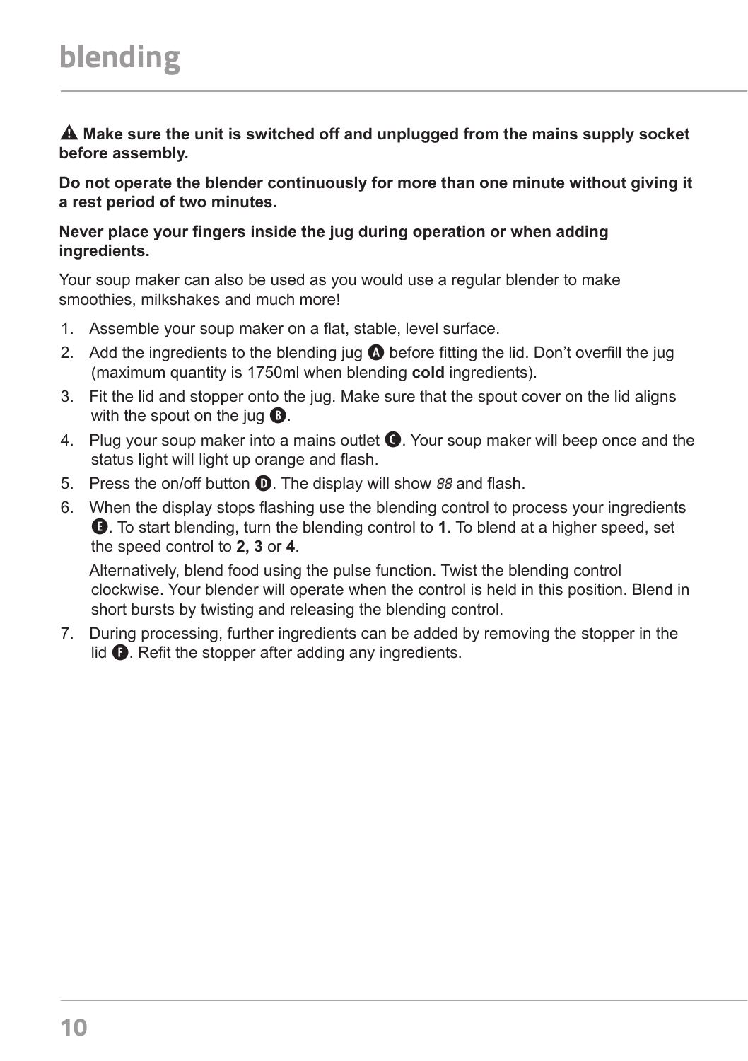# blending

⚠ **Make sure the unit is switched off and unplugged from the mains supply socket before assembly.**

**Do not operate the blender continuously for more than one minute without giving it a rest period of two minutes.**

**Never place your fingers inside the jug during operation or when adding ingredients.**

Your soup maker can also be used as you would use a regular blender to make smoothies, milkshakes and much more!

1. Assemble your soup maker on a flat, stable, level surface.
2. Add the ingredients to the blending jug **A** before fitting the lid. Don't overfill the jug (maximum quantity is 1750ml when blending **cold** ingredients).
3. Fit the lid and stopper onto the jug. Make sure that the spout cover on the lid aligns with the spout on the jug **B**.
4. Plug your soup maker into a mains outlet **C**. Your soup maker will beep once and the status light will light up orange and flash.
5. Press the on/off button **D**. The display will show *88* and flash.
6. When the display stops flashing use the blending control to process your ingredients **E**. To start blending, turn the blending control to **1**. To blend at a higher speed, set the speed control to **2, 3** or **4**.

   Alternatively, blend food using the pulse function. Twist the blending control clockwise. Your blender will operate when the control is held in this position. Blend in short bursts by twisting and releasing the blending control.
7. During processing, further ingredients can be added by removing the stopper in the lid **F**. Refit the stopper after adding any ingredients.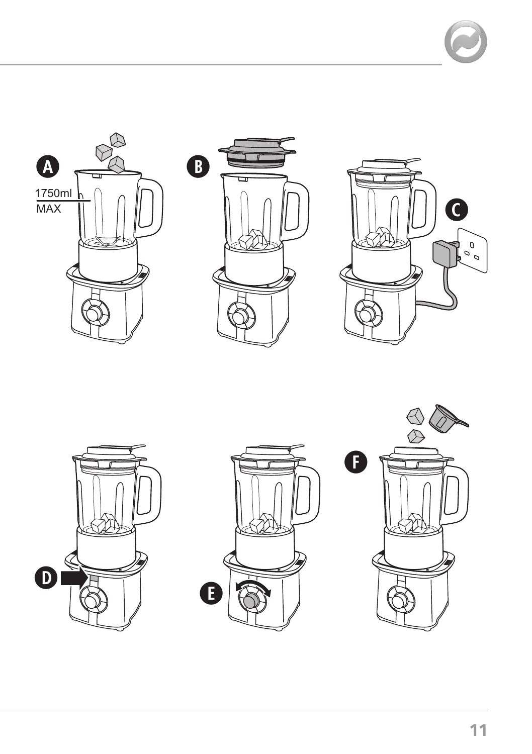A

1750ml
MAX

B

C

D

E

F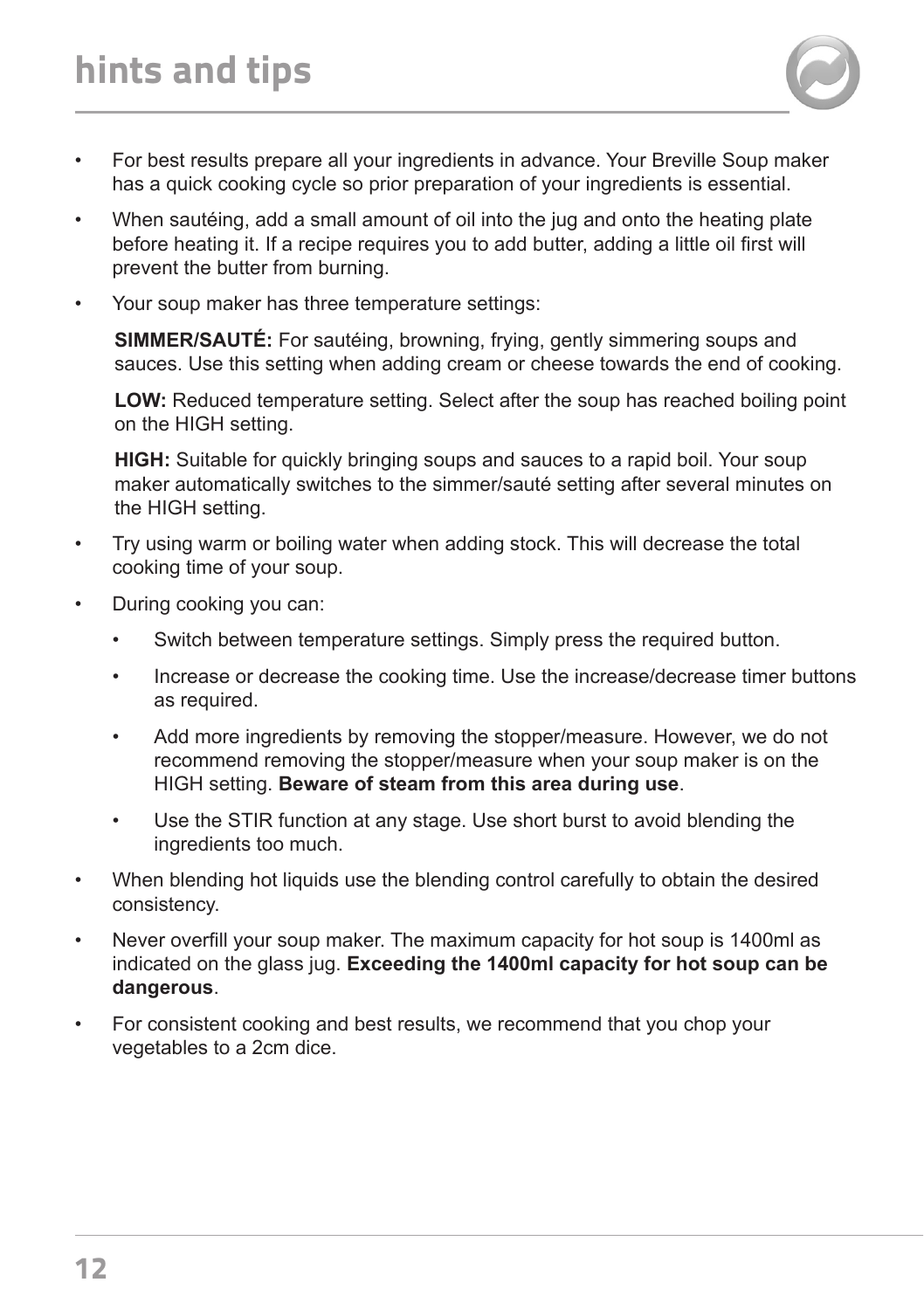# hints and tips

- For best results prepare all your ingredients in advance. Your Breville Soup maker has a quick cooking cycle so prior preparation of your ingredients is essential.
- When sautéing, add a small amount of oil into the jug and onto the heating plate before heating it. If a recipe requires you to add butter, adding a little oil first will prevent the butter from burning.
- Your soup maker has three temperature settings:

  **SIMMER/SAUTÉ:** For sautéing, browning, frying, gently simmering soups and sauces. Use this setting when adding cream or cheese towards the end of cooking.

  **LOW:** Reduced temperature setting. Select after the soup has reached boiling point on the HIGH setting.

  **HIGH:** Suitable for quickly bringing soups and sauces to a rapid boil. Your soup maker automatically switches to the simmer/sauté setting after several minutes on the HIGH setting.
- Try using warm or boiling water when adding stock. This will decrease the total cooking time of your soup.
- During cooking you can:
  - Switch between temperature settings. Simply press the required button.
  - Increase or decrease the cooking time. Use the increase/decrease timer buttons as required.
  - Add more ingredients by removing the stopper/measure. However, we do not recommend removing the stopper/measure when your soup maker is on the HIGH setting. **Beware of steam from this area during use**.
  - Use the STIR function at any stage. Use short burst to avoid blending the ingredients too much.
- When blending hot liquids use the blending control carefully to obtain the desired consistency.
- Never overfill your soup maker. The maximum capacity for hot soup is 1400ml as indicated on the glass jug. **Exceeding the 1400ml capacity for hot soup can be dangerous**.
- For consistent cooking and best results, we recommend that you chop your vegetables to a 2cm dice.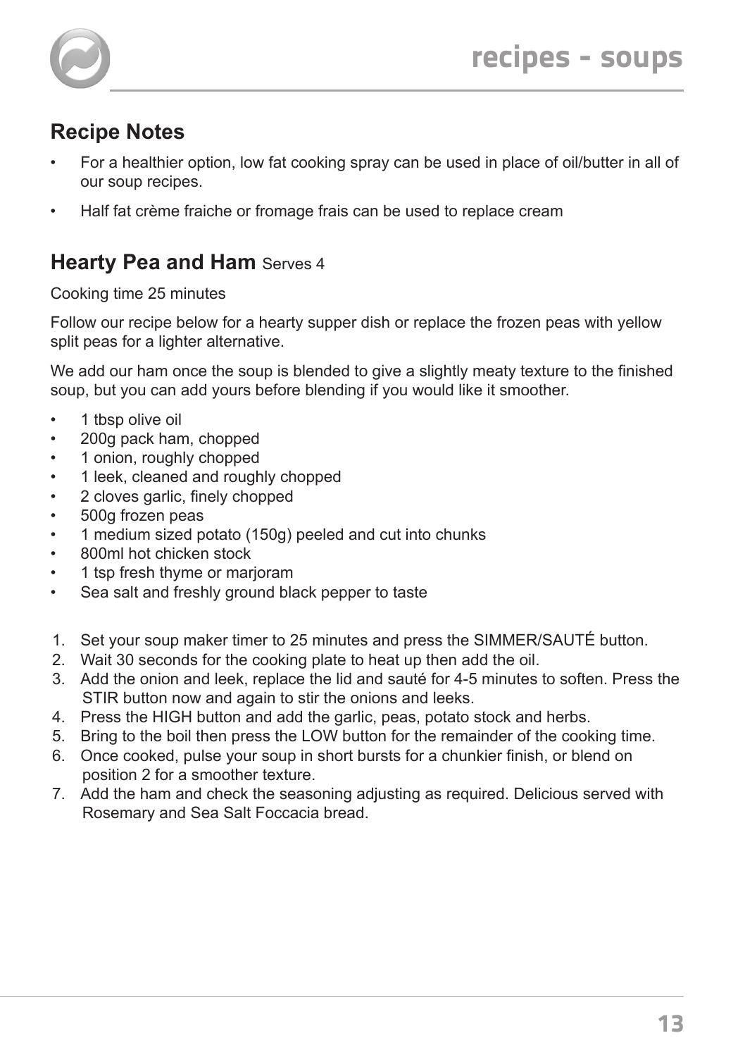# recipes - soups

## Recipe Notes

- For a healthier option, low fat cooking spray can be used in place of oil/butter in all of our soup recipes.
- Half fat crème fraiche or fromage frais can be used to replace cream

## Hearty Pea and Ham Serves 4

Cooking time 25 minutes

Follow our recipe below for a hearty supper dish or replace the frozen peas with yellow split peas for a lighter alternative.

We add our ham once the soup is blended to give a slightly meaty texture to the finished soup, but you can add yours before blending if you would like it smoother.

- 1 tbsp olive oil
- 200g pack ham, chopped
- 1 onion, roughly chopped
- 1 leek, cleaned and roughly chopped
- 2 cloves garlic, finely chopped
- 500g frozen peas
- 1 medium sized potato (150g) peeled and cut into chunks
- 800ml hot chicken stock
- 1 tsp fresh thyme or marjoram
- Sea salt and freshly ground black pepper to taste

1. Set your soup maker timer to 25 minutes and press the SIMMER/SAUTÉ button.
2. Wait 30 seconds for the cooking plate to heat up then add the oil.
3. Add the onion and leek, replace the lid and sauté for 4-5 minutes to soften. Press the STIR button now and again to stir the onions and leeks.
4. Press the HIGH button and add the garlic, peas, potato stock and herbs.
5. Bring to the boil then press the LOW button for the remainder of the cooking time.
6. Once cooked, pulse your soup in short bursts for a chunkier finish, or blend on position 2 for a smoother texture.
7. Add the ham and check the seasoning adjusting as required. Delicious served with Rosemary and Sea Salt Foccacia bread.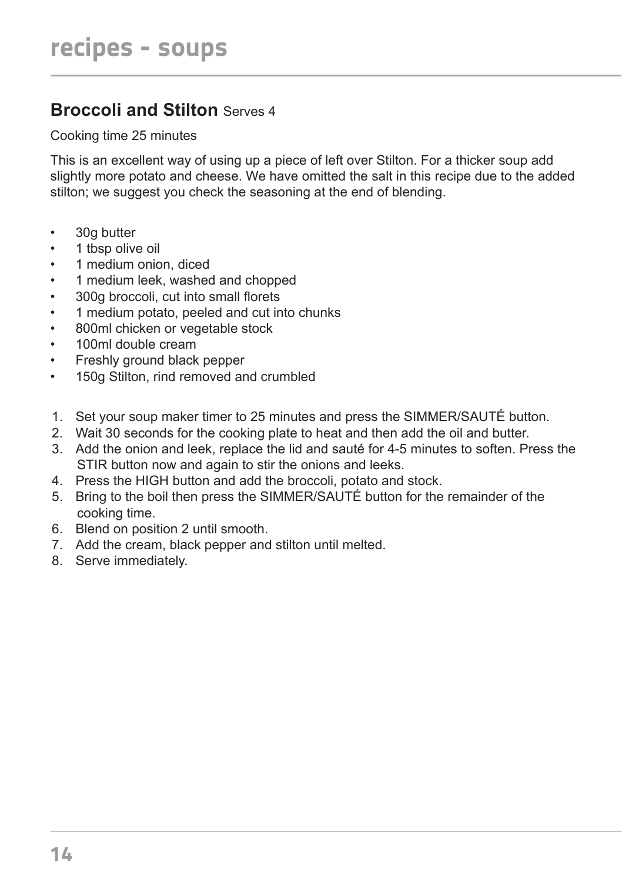# recipes - soups

## Broccoli and Stilton Serves 4

Cooking time 25 minutes

This is an excellent way of using up a piece of left over Stilton. For a thicker soup add slightly more potato and cheese. We have omitted the salt in this recipe due to the added stilton; we suggest you check the seasoning at the end of blending.

- 30g butter
- 1 tbsp olive oil
- 1 medium onion, diced
- 1 medium leek, washed and chopped
- 300g broccoli, cut into small florets
- 1 medium potato, peeled and cut into chunks
- 800ml chicken or vegetable stock
- 100ml double cream
- Freshly ground black pepper
- 150g Stilton, rind removed and crumbled

1. Set your soup maker timer to 25 minutes and press the SIMMER/SAUTÉ button.
2. Wait 30 seconds for the cooking plate to heat and then add the oil and butter.
3. Add the onion and leek, replace the lid and sauté for 4-5 minutes to soften. Press the STIR button now and again to stir the onions and leeks.
4. Press the HIGH button and add the broccoli, potato and stock.
5. Bring to the boil then press the SIMMER/SAUTÉ button for the remainder of the cooking time.
6. Blend on position 2 until smooth.
7. Add the cream, black pepper and stilton until melted.
8. Serve immediately.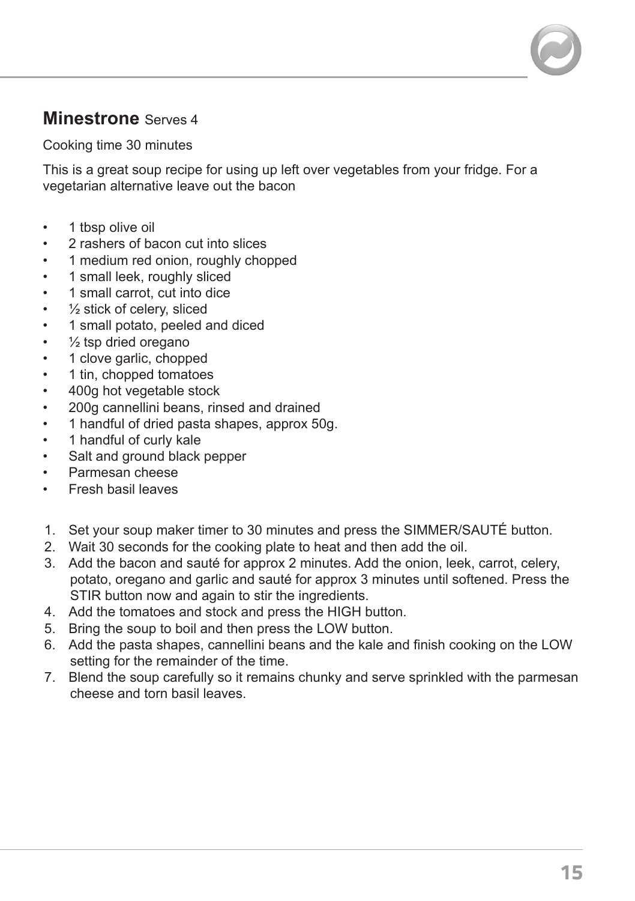## **Minestrone** Serves 4

Cooking time 30 minutes

This is a great soup recipe for using up left over vegetables from your fridge. For a vegetarian alternative leave out the bacon

- 1 tbsp olive oil
- 2 rashers of bacon cut into slices
- 1 medium red onion, roughly chopped
- 1 small leek, roughly sliced
- 1 small carrot, cut into dice
- ½ stick of celery, sliced
- 1 small potato, peeled and diced
- ½ tsp dried oregano
- 1 clove garlic, chopped
- 1 tin, chopped tomatoes
- 400g hot vegetable stock
- 200g cannellini beans, rinsed and drained
- 1 handful of dried pasta shapes, approx 50g.
- 1 handful of curly kale
- Salt and ground black pepper
- Parmesan cheese
- Fresh basil leaves

1. Set your soup maker timer to 30 minutes and press the SIMMER/SAUTÉ button.
2. Wait 30 seconds for the cooking plate to heat and then add the oil.
3. Add the bacon and sauté for approx 2 minutes. Add the onion, leek, carrot, celery, potato, oregano and garlic and sauté for approx 3 minutes until softened. Press the STIR button now and again to stir the ingredients.
4. Add the tomatoes and stock and press the HIGH button.
5. Bring the soup to boil and then press the LOW button.
6. Add the pasta shapes, cannellini beans and the kale and finish cooking on the LOW setting for the remainder of the time.
7. Blend the soup carefully so it remains chunky and serve sprinkled with the parmesan cheese and torn basil leaves.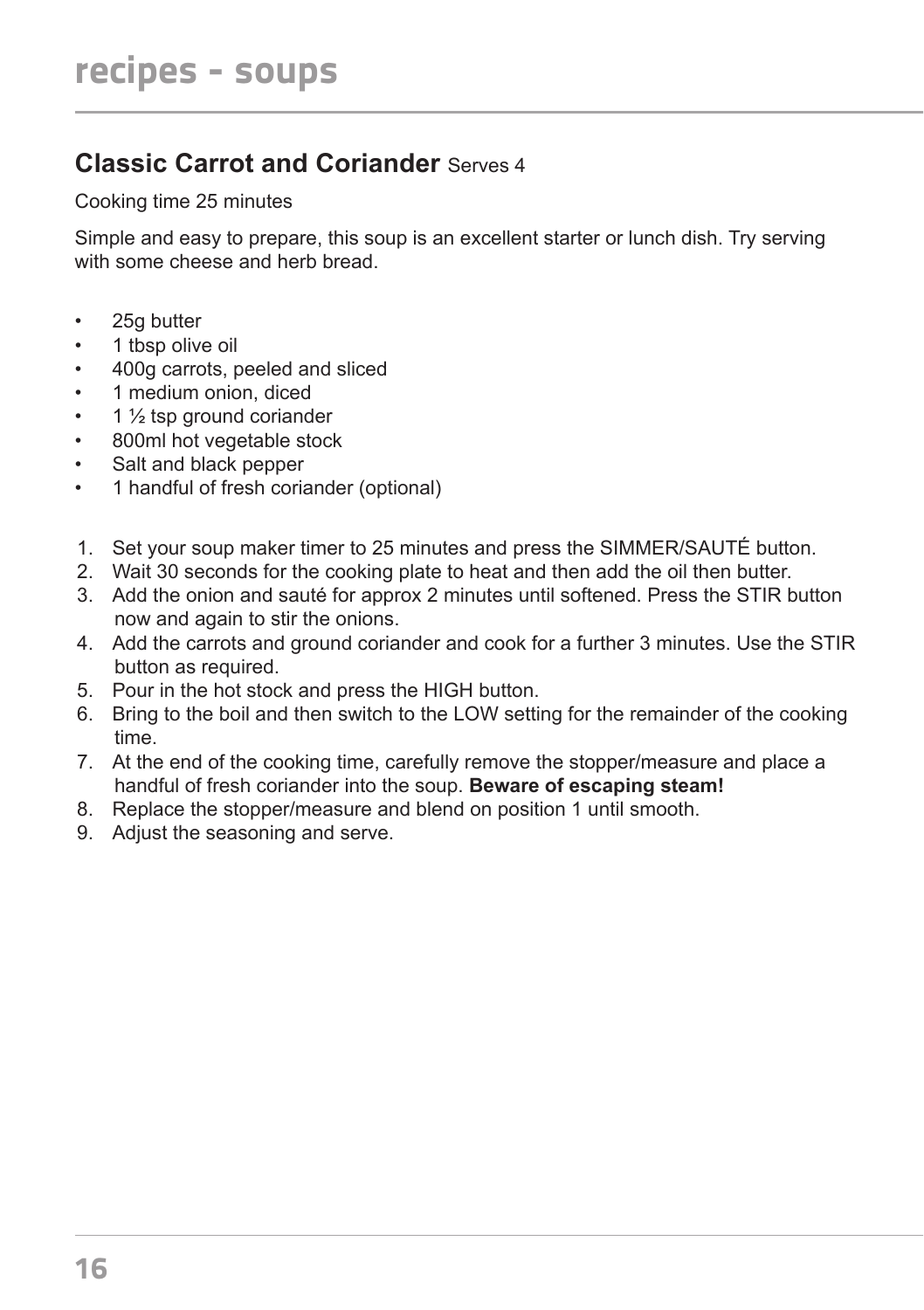# recipes - soups

## Classic Carrot and Coriander Serves 4

Cooking time 25 minutes

Simple and easy to prepare, this soup is an excellent starter or lunch dish. Try serving with some cheese and herb bread.

- 25g butter
- 1 tbsp olive oil
- 400g carrots, peeled and sliced
- 1 medium onion, diced
- 1 ½ tsp ground coriander
- 800ml hot vegetable stock
- Salt and black pepper
- 1 handful of fresh coriander (optional)

1. Set your soup maker timer to 25 minutes and press the SIMMER/SAUTÉ button.
2. Wait 30 seconds for the cooking plate to heat and then add the oil then butter.
3. Add the onion and sauté for approx 2 minutes until softened. Press the STIR button now and again to stir the onions.
4. Add the carrots and ground coriander and cook for a further 3 minutes. Use the STIR button as required.
5. Pour in the hot stock and press the HIGH button.
6. Bring to the boil and then switch to the LOW setting for the remainder of the cooking time.
7. At the end of the cooking time, carefully remove the stopper/measure and place a handful of fresh coriander into the soup. **Beware of escaping steam!**
8. Replace the stopper/measure and blend on position 1 until smooth.
9. Adjust the seasoning and serve.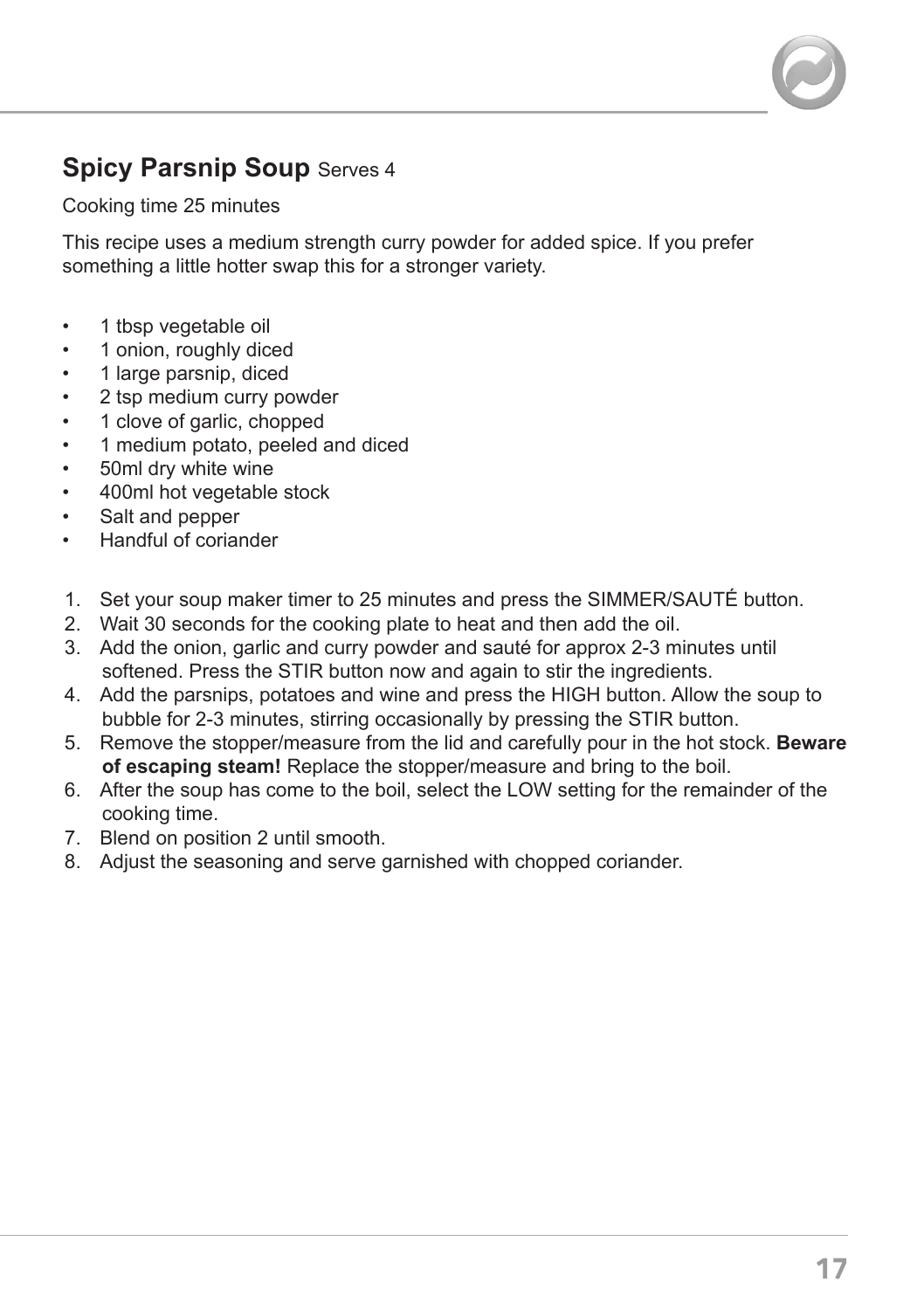## Spicy Parsnip Soup Serves 4

Cooking time 25 minutes

This recipe uses a medium strength curry powder for added spice. If you prefer something a little hotter swap this for a stronger variety.

- 1 tbsp vegetable oil
- 1 onion, roughly diced
- 1 large parsnip, diced
- 2 tsp medium curry powder
- 1 clove of garlic, chopped
- 1 medium potato, peeled and diced
- 50ml dry white wine
- 400ml hot vegetable stock
- Salt and pepper
- Handful of coriander

1. Set your soup maker timer to 25 minutes and press the SIMMER/SAUTÉ button.
2. Wait 30 seconds for the cooking plate to heat and then add the oil.
3. Add the onion, garlic and curry powder and sauté for approx 2-3 minutes until softened. Press the STIR button now and again to stir the ingredients.
4. Add the parsnips, potatoes and wine and press the HIGH button. Allow the soup to bubble for 2-3 minutes, stirring occasionally by pressing the STIR button.
5. Remove the stopper/measure from the lid and carefully pour in the hot stock. **Beware of escaping steam!** Replace the stopper/measure and bring to the boil.
6. After the soup has come to the boil, select the LOW setting for the remainder of the cooking time.
7. Blend on position 2 until smooth.
8. Adjust the seasoning and serve garnished with chopped coriander.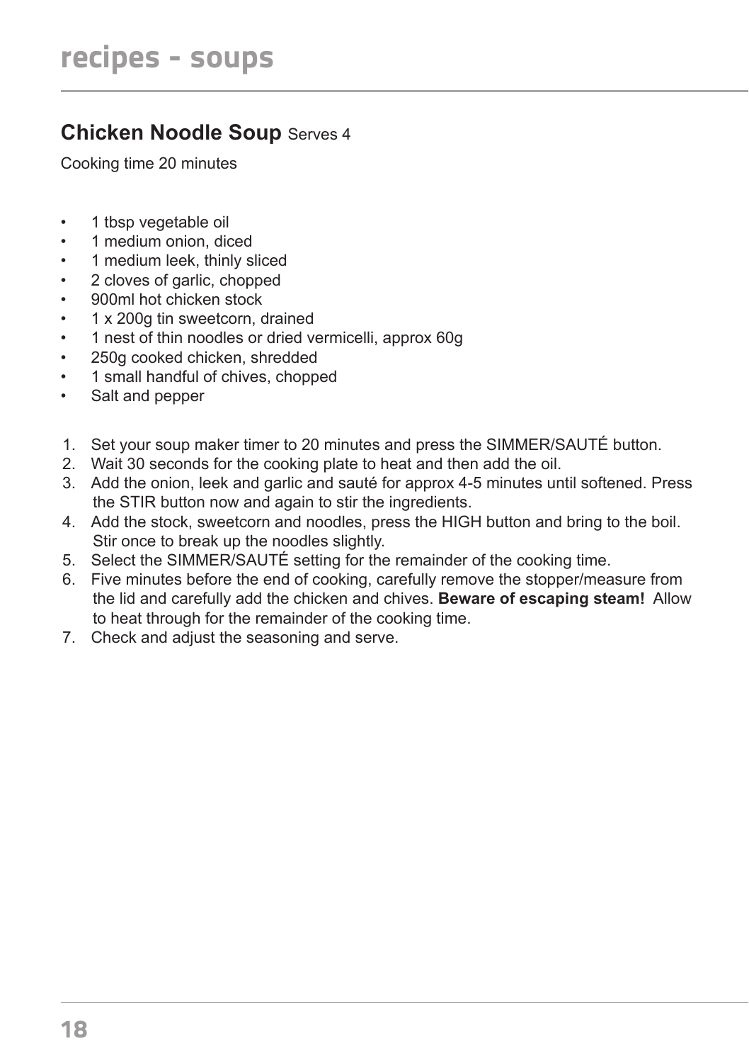# recipes - soups

## Chicken Noodle Soup Serves 4

Cooking time 20 minutes

- 1 tbsp vegetable oil
- 1 medium onion, diced
- 1 medium leek, thinly sliced
- 2 cloves of garlic, chopped
- 900ml hot chicken stock
- 1 x 200g tin sweetcorn, drained
- 1 nest of thin noodles or dried vermicelli, approx 60g
- 250g cooked chicken, shredded
- 1 small handful of chives, chopped
- Salt and pepper

1. Set your soup maker timer to 20 minutes and press the SIMMER/SAUTÉ button.
2. Wait 30 seconds for the cooking plate to heat and then add the oil.
3. Add the onion, leek and garlic and sauté for approx 4-5 minutes until softened. Press the STIR button now and again to stir the ingredients.
4. Add the stock, sweetcorn and noodles, press the HIGH button and bring to the boil. Stir once to break up the noodles slightly.
5. Select the SIMMER/SAUTÉ setting for the remainder of the cooking time.
6. Five minutes before the end of cooking, carefully remove the stopper/measure from the lid and carefully add the chicken and chives. **Beware of escaping steam!** Allow to heat through for the remainder of the cooking time.
7. Check and adjust the seasoning and serve.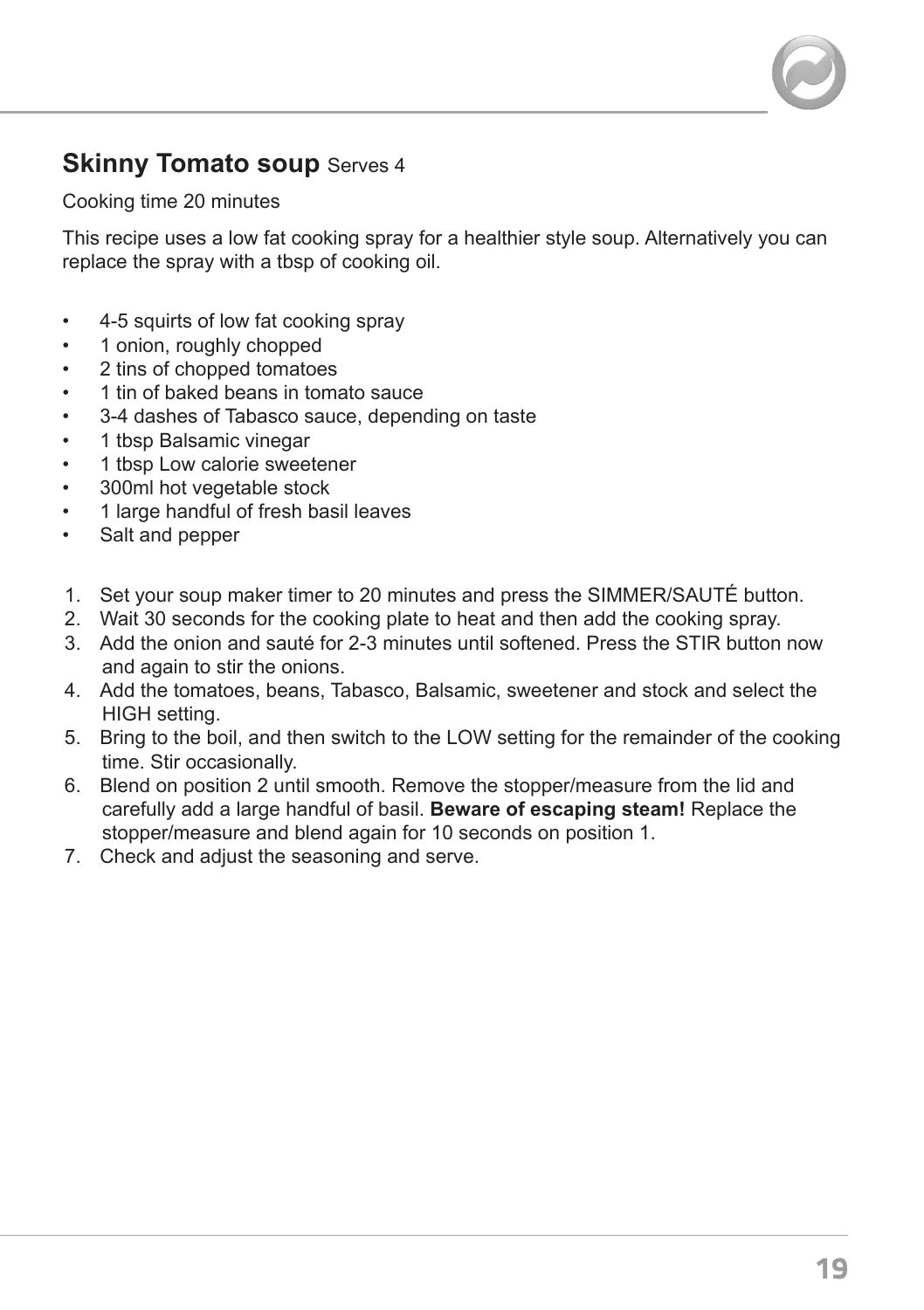## **Skinny Tomato soup** Serves 4

Cooking time 20 minutes

This recipe uses a low fat cooking spray for a healthier style soup. Alternatively you can replace the spray with a tbsp of cooking oil.

- 4-5 squirts of low fat cooking spray
- 1 onion, roughly chopped
- 2 tins of chopped tomatoes
- 1 tin of baked beans in tomato sauce
- 3-4 dashes of Tabasco sauce, depending on taste
- 1 tbsp Balsamic vinegar
- 1 tbsp Low calorie sweetener
- 300ml hot vegetable stock
- 1 large handful of fresh basil leaves
- Salt and pepper

1. Set your soup maker timer to 20 minutes and press the SIMMER/SAUTÉ button.
2. Wait 30 seconds for the cooking plate to heat and then add the cooking spray.
3. Add the onion and sauté for 2-3 minutes until softened. Press the STIR button now and again to stir the onions.
4. Add the tomatoes, beans, Tabasco, Balsamic, sweetener and stock and select the HIGH setting.
5. Bring to the boil, and then switch to the LOW setting for the remainder of the cooking time. Stir occasionally.
6. Blend on position 2 until smooth. Remove the stopper/measure from the lid and carefully add a large handful of basil. **Beware of escaping steam!** Replace the stopper/measure and blend again for 10 seconds on position 1.
7. Check and adjust the seasoning and serve.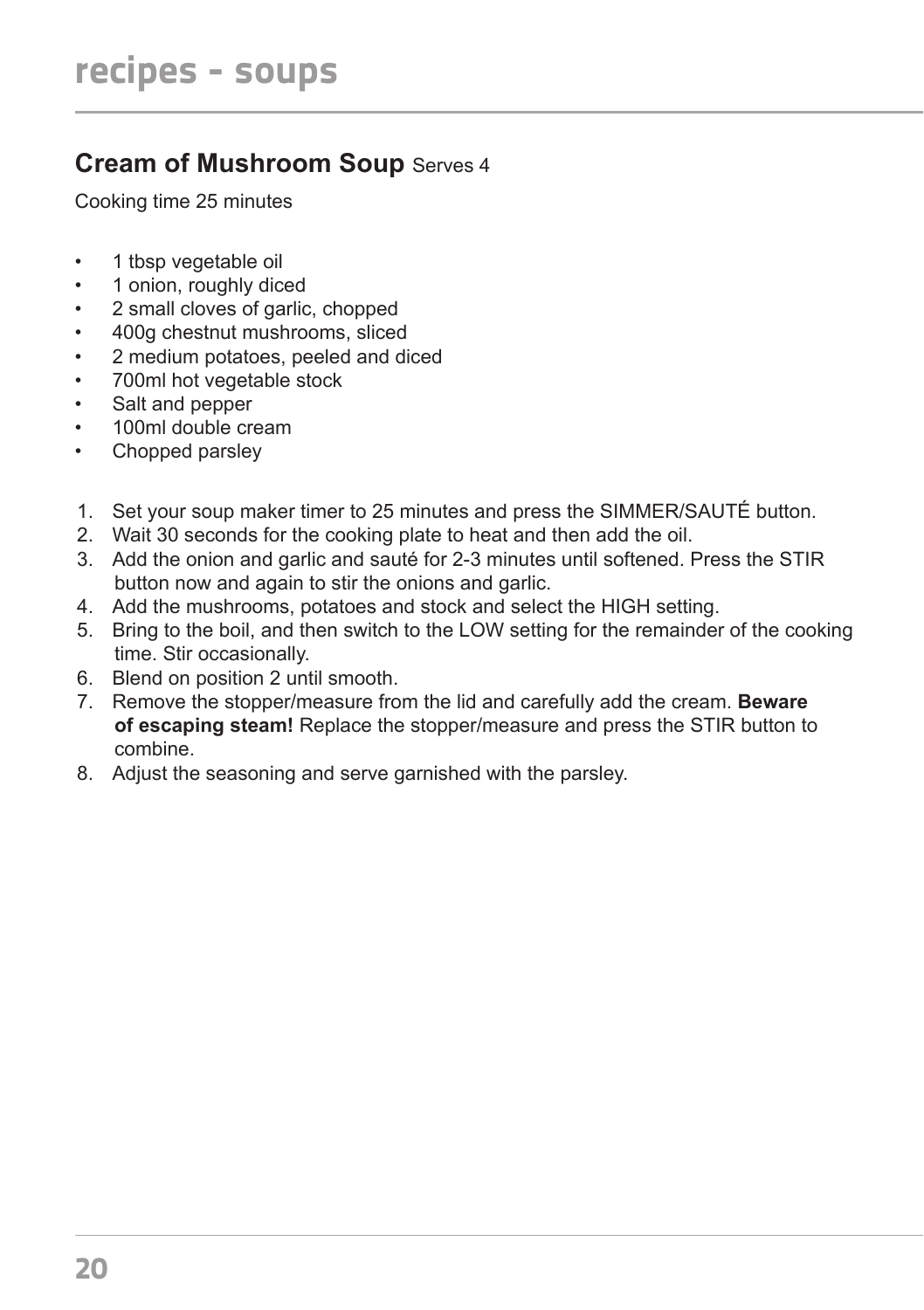# recipes - soups

## Cream of Mushroom Soup Serves 4

Cooking time 25 minutes

- 1 tbsp vegetable oil
- 1 onion, roughly diced
- 2 small cloves of garlic, chopped
- 400g chestnut mushrooms, sliced
- 2 medium potatoes, peeled and diced
- 700ml hot vegetable stock
- Salt and pepper
- 100ml double cream
- Chopped parsley

1. Set your soup maker timer to 25 minutes and press the SIMMER/SAUTÉ button.
2. Wait 30 seconds for the cooking plate to heat and then add the oil.
3. Add the onion and garlic and sauté for 2-3 minutes until softened. Press the STIR button now and again to stir the onions and garlic.
4. Add the mushrooms, potatoes and stock and select the HIGH setting.
5. Bring to the boil, and then switch to the LOW setting for the remainder of the cooking time. Stir occasionally.
6. Blend on position 2 until smooth.
7. Remove the stopper/measure from the lid and carefully add the cream. **Beware of escaping steam!** Replace the stopper/measure and press the STIR button to combine.
8. Adjust the seasoning and serve garnished with the parsley.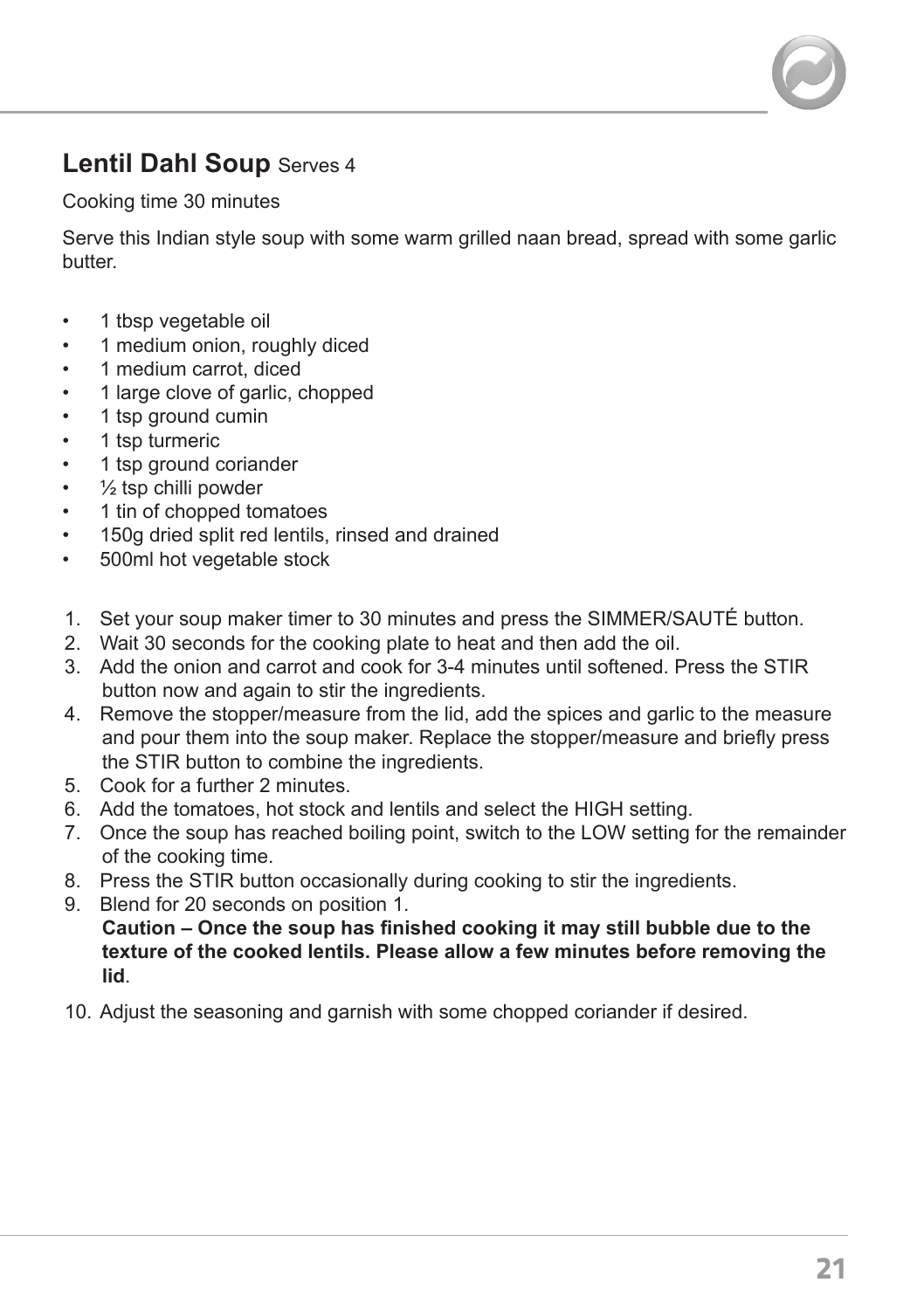## Lentil Dahl Soup Serves 4

Cooking time 30 minutes

Serve this Indian style soup with some warm grilled naan bread, spread with some garlic butter.

- 1 tbsp vegetable oil
- 1 medium onion, roughly diced
- 1 medium carrot, diced
- 1 large clove of garlic, chopped
- 1 tsp ground cumin
- 1 tsp turmeric
- 1 tsp ground coriander
- ½ tsp chilli powder
- 1 tin of chopped tomatoes
- 150g dried split red lentils, rinsed and drained
- 500ml hot vegetable stock

1. Set your soup maker timer to 30 minutes and press the SIMMER/SAUTÉ button.
2. Wait 30 seconds for the cooking plate to heat and then add the oil.
3. Add the onion and carrot and cook for 3-4 minutes until softened. Press the STIR button now and again to stir the ingredients.
4. Remove the stopper/measure from the lid, add the spices and garlic to the measure and pour them into the soup maker. Replace the stopper/measure and briefly press the STIR button to combine the ingredients.
5. Cook for a further 2 minutes.
6. Add the tomatoes, hot stock and lentils and select the HIGH setting.
7. Once the soup has reached boiling point, switch to the LOW setting for the remainder of the cooking time.
8. Press the STIR button occasionally during cooking to stir the ingredients.
9. Blend for 20 seconds on position 1.
   **Caution – Once the soup has finished cooking it may still bubble due to the texture of the cooked lentils. Please allow a few minutes before removing the lid**.
10. Adjust the seasoning and garnish with some chopped coriander if desired.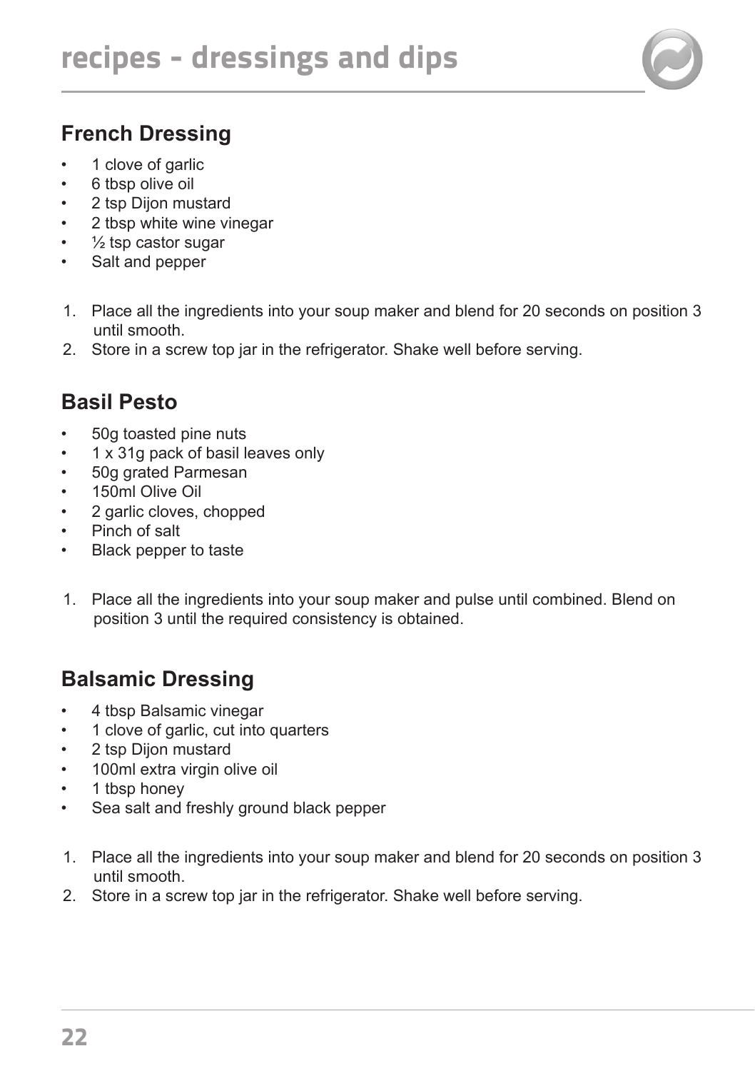# recipes - dressings and dips

## French Dressing

- 1 clove of garlic
- 6 tbsp olive oil
- 2 tsp Dijon mustard
- 2 tbsp white wine vinegar
- ½ tsp castor sugar
- Salt and pepper

1. Place all the ingredients into your soup maker and blend for 20 seconds on position 3 until smooth.
2. Store in a screw top jar in the refrigerator. Shake well before serving.

## Basil Pesto

- 50g toasted pine nuts
- 1 x 31g pack of basil leaves only
- 50g grated Parmesan
- 150ml Olive Oil
- 2 garlic cloves, chopped
- Pinch of salt
- Black pepper to taste

1. Place all the ingredients into your soup maker and pulse until combined. Blend on position 3 until the required consistency is obtained.

## Balsamic Dressing

- 4 tbsp Balsamic vinegar
- 1 clove of garlic, cut into quarters
- 2 tsp Dijon mustard
- 100ml extra virgin olive oil
- 1 tbsp honey
- Sea salt and freshly ground black pepper

1. Place all the ingredients into your soup maker and blend for 20 seconds on position 3 until smooth.
2. Store in a screw top jar in the refrigerator. Shake well before serving.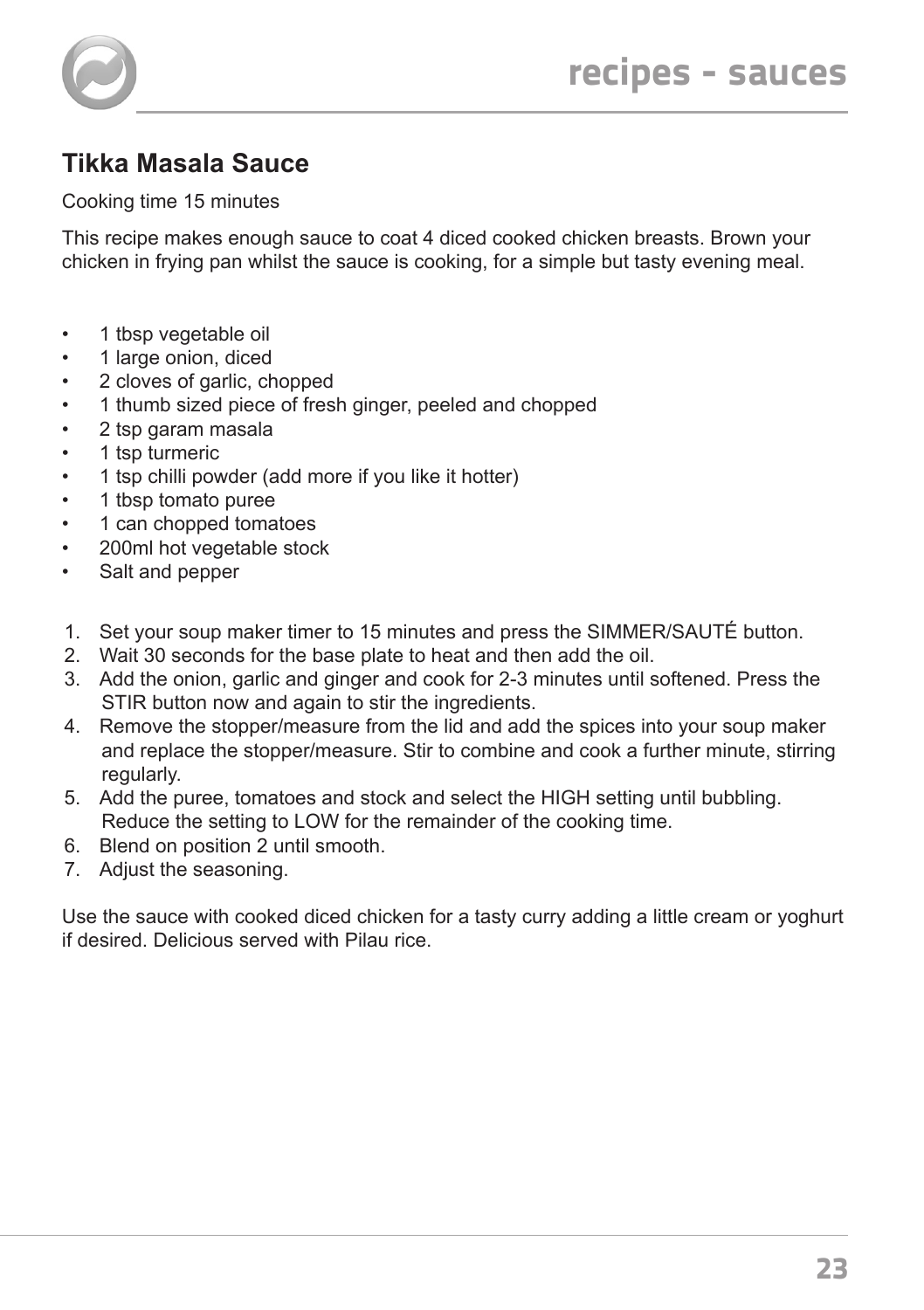# recipes - sauces

## Tikka Masala Sauce

Cooking time 15 minutes

This recipe makes enough sauce to coat 4 diced cooked chicken breasts. Brown your chicken in frying pan whilst the sauce is cooking, for a simple but tasty evening meal.

- 1 tbsp vegetable oil
- 1 large onion, diced
- 2 cloves of garlic, chopped
- 1 thumb sized piece of fresh ginger, peeled and chopped
- 2 tsp garam masala
- 1 tsp turmeric
- 1 tsp chilli powder (add more if you like it hotter)
- 1 tbsp tomato puree
- 1 can chopped tomatoes
- 200ml hot vegetable stock
- Salt and pepper

1. Set your soup maker timer to 15 minutes and press the SIMMER/SAUTÉ button.
2. Wait 30 seconds for the base plate to heat and then add the oil.
3. Add the onion, garlic and ginger and cook for 2-3 minutes until softened. Press the STIR button now and again to stir the ingredients.
4. Remove the stopper/measure from the lid and add the spices into your soup maker and replace the stopper/measure. Stir to combine and cook a further minute, stirring regularly.
5. Add the puree, tomatoes and stock and select the HIGH setting until bubbling. Reduce the setting to LOW for the remainder of the cooking time.
6. Blend on position 2 until smooth.
7. Adjust the seasoning.

Use the sauce with cooked diced chicken for a tasty curry adding a little cream or yoghurt if desired. Delicious served with Pilau rice.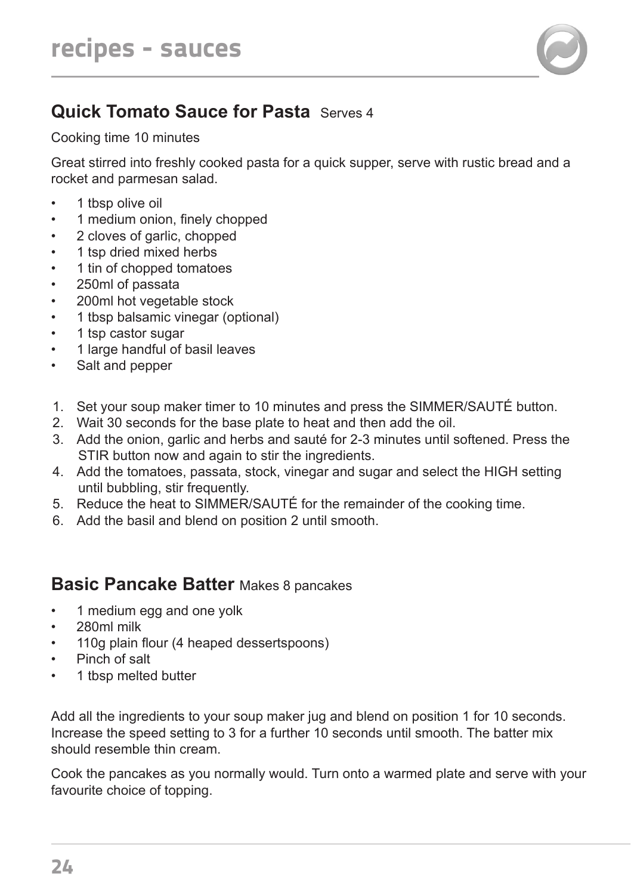# recipes - sauces

## Quick Tomato Sauce for Pasta Serves 4

Cooking time 10 minutes

Great stirred into freshly cooked pasta for a quick supper, serve with rustic bread and a rocket and parmesan salad.

- 1 tbsp olive oil
- 1 medium onion, finely chopped
- 2 cloves of garlic, chopped
- 1 tsp dried mixed herbs
- 1 tin of chopped tomatoes
- 250ml of passata
- 200ml hot vegetable stock
- 1 tbsp balsamic vinegar (optional)
- 1 tsp castor sugar
- 1 large handful of basil leaves
- Salt and pepper

1. Set your soup maker timer to 10 minutes and press the SIMMER/SAUTÉ button.
2. Wait 30 seconds for the base plate to heat and then add the oil.
3. Add the onion, garlic and herbs and sauté for 2-3 minutes until softened. Press the STIR button now and again to stir the ingredients.
4. Add the tomatoes, passata, stock, vinegar and sugar and select the HIGH setting until bubbling, stir frequently.
5. Reduce the heat to SIMMER/SAUTÉ for the remainder of the cooking time.
6. Add the basil and blend on position 2 until smooth.

## Basic Pancake Batter Makes 8 pancakes

- 1 medium egg and one yolk
- 280ml milk
- 110g plain flour (4 heaped dessertspoons)
- Pinch of salt
- 1 tbsp melted butter

Add all the ingredients to your soup maker jug and blend on position 1 for 10 seconds. Increase the speed setting to 3 for a further 10 seconds until smooth. The batter mix should resemble thin cream.

Cook the pancakes as you normally would. Turn onto a warmed plate and serve with your favourite choice of topping.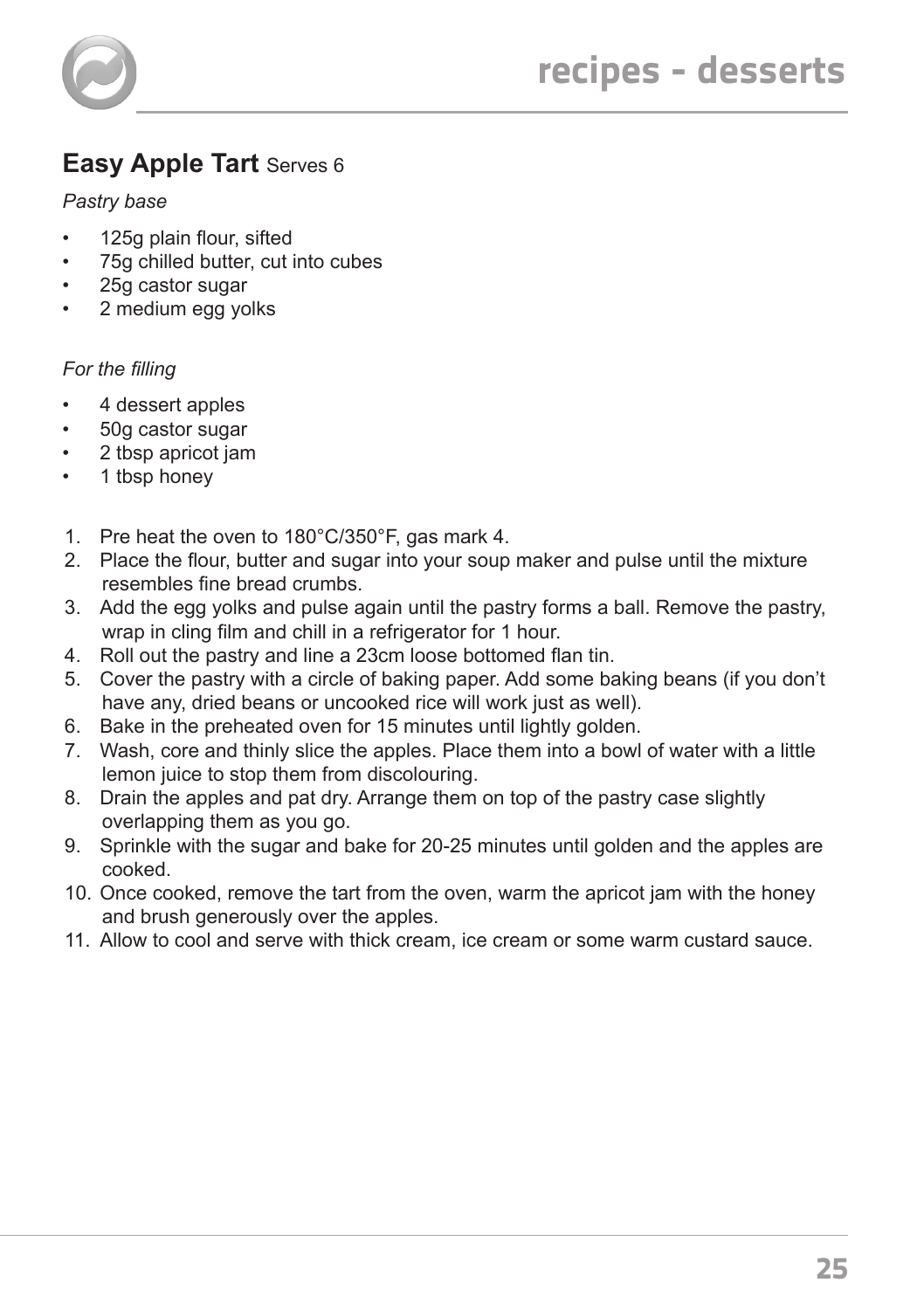## Easy Apple Tart Serves 6

*Pastry base*

- 125g plain flour, sifted
- 75g chilled butter, cut into cubes
- 25g castor sugar
- 2 medium egg yolks

*For the filling*

- 4 dessert apples
- 50g castor sugar
- 2 tbsp apricot jam
- 1 tbsp honey

1. Pre heat the oven to 180°C/350°F, gas mark 4.
2. Place the flour, butter and sugar into your soup maker and pulse until the mixture resembles fine bread crumbs.
3. Add the egg yolks and pulse again until the pastry forms a ball. Remove the pastry, wrap in cling film and chill in a refrigerator for 1 hour.
4. Roll out the pastry and line a 23cm loose bottomed flan tin.
5. Cover the pastry with a circle of baking paper. Add some baking beans (if you don't have any, dried beans or uncooked rice will work just as well).
6. Bake in the preheated oven for 15 minutes until lightly golden.
7. Wash, core and thinly slice the apples. Place them into a bowl of water with a little lemon juice to stop them from discolouring.
8. Drain the apples and pat dry. Arrange them on top of the pastry case slightly overlapping them as you go.
9. Sprinkle with the sugar and bake for 20-25 minutes until golden and the apples are cooked.
10. Once cooked, remove the tart from the oven, warm the apricot jam with the honey and brush generously over the apples.
11. Allow to cool and serve with thick cream, ice cream or some warm custard sauce.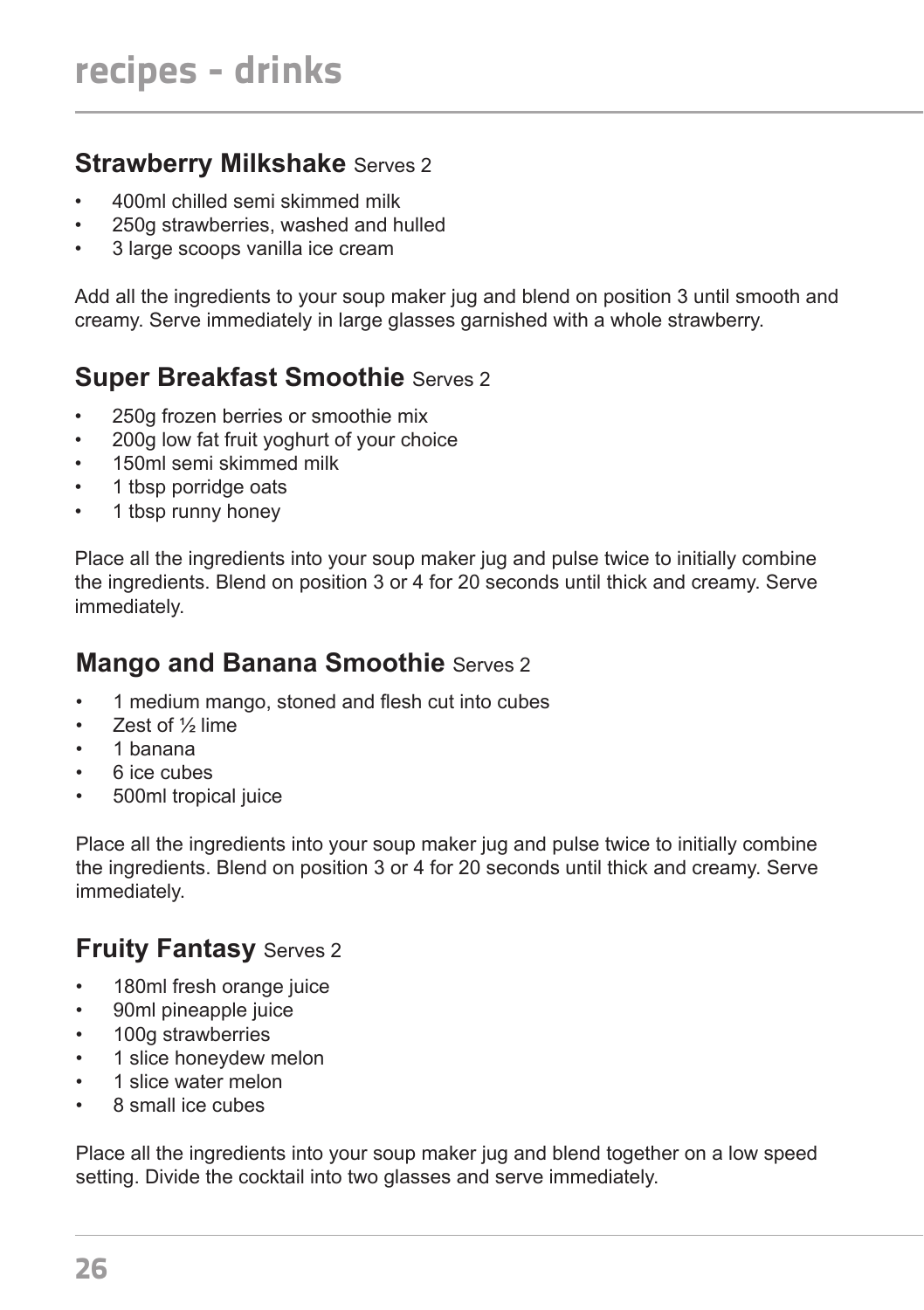# recipes - drinks

## **Strawberry Milkshake** Serves 2

- 400ml chilled semi skimmed milk
- 250g strawberries, washed and hulled
- 3 large scoops vanilla ice cream

Add all the ingredients to your soup maker jug and blend on position 3 until smooth and creamy. Serve immediately in large glasses garnished with a whole strawberry.

## **Super Breakfast Smoothie** Serves 2

- 250g frozen berries or smoothie mix
- 200g low fat fruit yoghurt of your choice
- 150ml semi skimmed milk
- 1 tbsp porridge oats
- 1 tbsp runny honey

Place all the ingredients into your soup maker jug and pulse twice to initially combine the ingredients. Blend on position 3 or 4 for 20 seconds until thick and creamy. Serve immediately.

## **Mango and Banana Smoothie** Serves 2

- 1 medium mango, stoned and flesh cut into cubes
- Zest of ½ lime
- 1 banana
- 6 ice cubes
- 500ml tropical juice

Place all the ingredients into your soup maker jug and pulse twice to initially combine the ingredients. Blend on position 3 or 4 for 20 seconds until thick and creamy. Serve immediately.

## **Fruity Fantasy** Serves 2

- 180ml fresh orange juice
- 90ml pineapple juice
- 100g strawberries
- 1 slice honeydew melon
- 1 slice water melon
- 8 small ice cubes

Place all the ingredients into your soup maker jug and blend together on a low speed setting. Divide the cocktail into two glasses and serve immediately.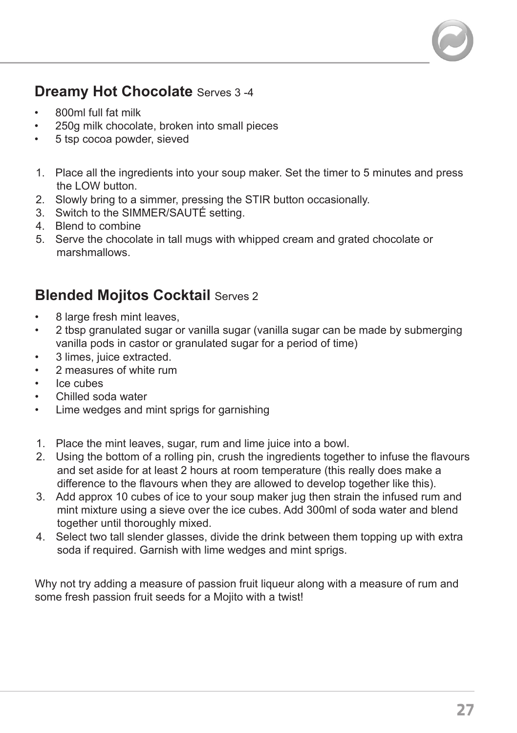## **Dreamy Hot Chocolate** Serves 3 -4

- 800ml full fat milk
- 250g milk chocolate, broken into small pieces
- 5 tsp cocoa powder, sieved

1. Place all the ingredients into your soup maker. Set the timer to 5 minutes and press the LOW button.
2. Slowly bring to a simmer, pressing the STIR button occasionally.
3. Switch to the SIMMER/SAUTÉ setting.
4. Blend to combine
5. Serve the chocolate in tall mugs with whipped cream and grated chocolate or marshmallows.

## **Blended Mojitos Cocktail** Serves 2

- 8 large fresh mint leaves,
- 2 tbsp granulated sugar or vanilla sugar (vanilla sugar can be made by submerging vanilla pods in castor or granulated sugar for a period of time)
- 3 limes, juice extracted.
- 2 measures of white rum
- Ice cubes
- Chilled soda water
- Lime wedges and mint sprigs for garnishing

1. Place the mint leaves, sugar, rum and lime juice into a bowl.
2. Using the bottom of a rolling pin, crush the ingredients together to infuse the flavours and set aside for at least 2 hours at room temperature (this really does make a difference to the flavours when they are allowed to develop together like this).
3. Add approx 10 cubes of ice to your soup maker jug then strain the infused rum and mint mixture using a sieve over the ice cubes. Add 300ml of soda water and blend together until thoroughly mixed.
4. Select two tall slender glasses, divide the drink between them topping up with extra soda if required. Garnish with lime wedges and mint sprigs.

Why not try adding a measure of passion fruit liqueur along with a measure of rum and some fresh passion fruit seeds for a Mojito with a twist!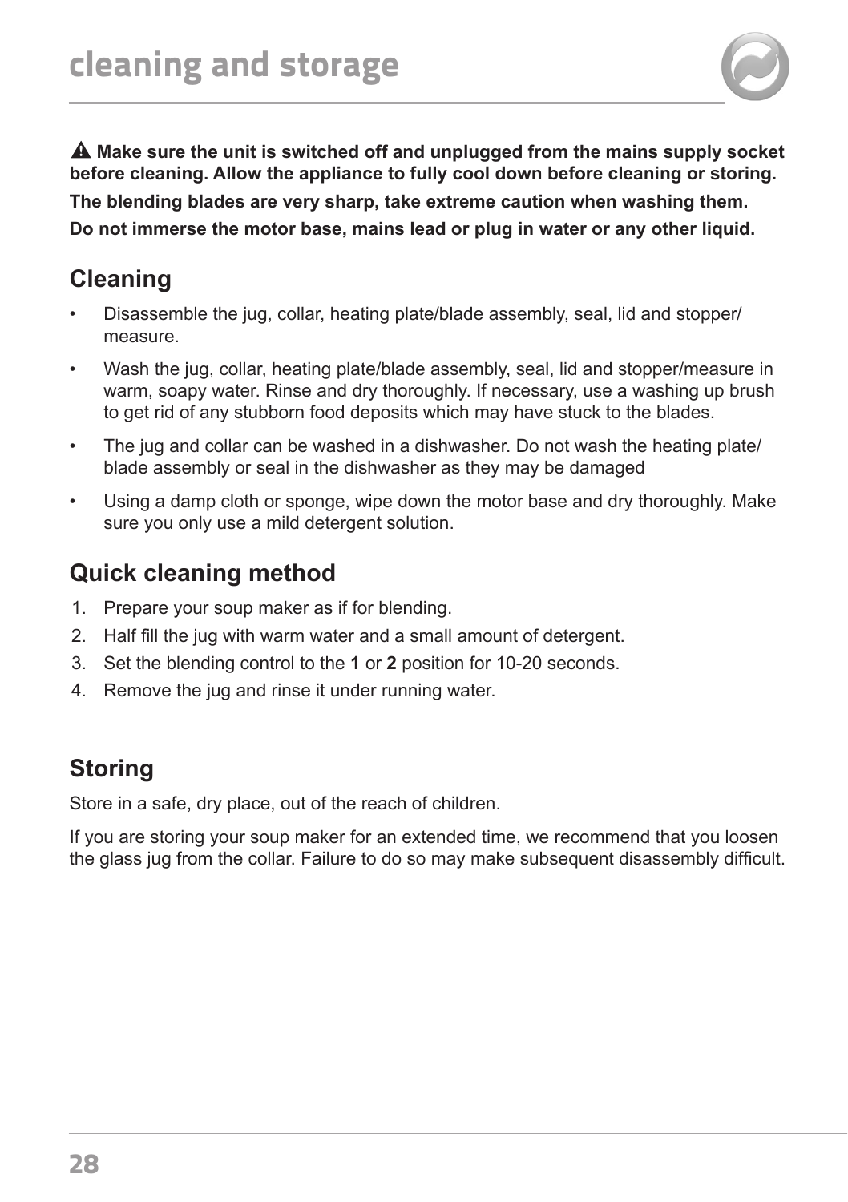# cleaning and storage

⚠ **Make sure the unit is switched off and unplugged from the mains supply socket before cleaning. Allow the appliance to fully cool down before cleaning or storing.**

**The blending blades are very sharp, take extreme caution when washing them.**

**Do not immerse the motor base, mains lead or plug in water or any other liquid.**

## Cleaning

- Disassemble the jug, collar, heating plate/blade assembly, seal, lid and stopper/measure.
- Wash the jug, collar, heating plate/blade assembly, seal, lid and stopper/measure in warm, soapy water. Rinse and dry thoroughly. If necessary, use a washing up brush to get rid of any stubborn food deposits which may have stuck to the blades.
- The jug and collar can be washed in a dishwasher. Do not wash the heating plate/blade assembly or seal in the dishwasher as they may be damaged
- Using a damp cloth or sponge, wipe down the motor base and dry thoroughly. Make sure you only use a mild detergent solution.

## Quick cleaning method

1. Prepare your soup maker as if for blending.
2. Half fill the jug with warm water and a small amount of detergent.
3. Set the blending control to the **1** or **2** position for 10-20 seconds.
4. Remove the jug and rinse it under running water.

## Storing

Store in a safe, dry place, out of the reach of children.

If you are storing your soup maker for an extended time, we recommend that you loosen the glass jug from the collar. Failure to do so may make subsequent disassembly difficult.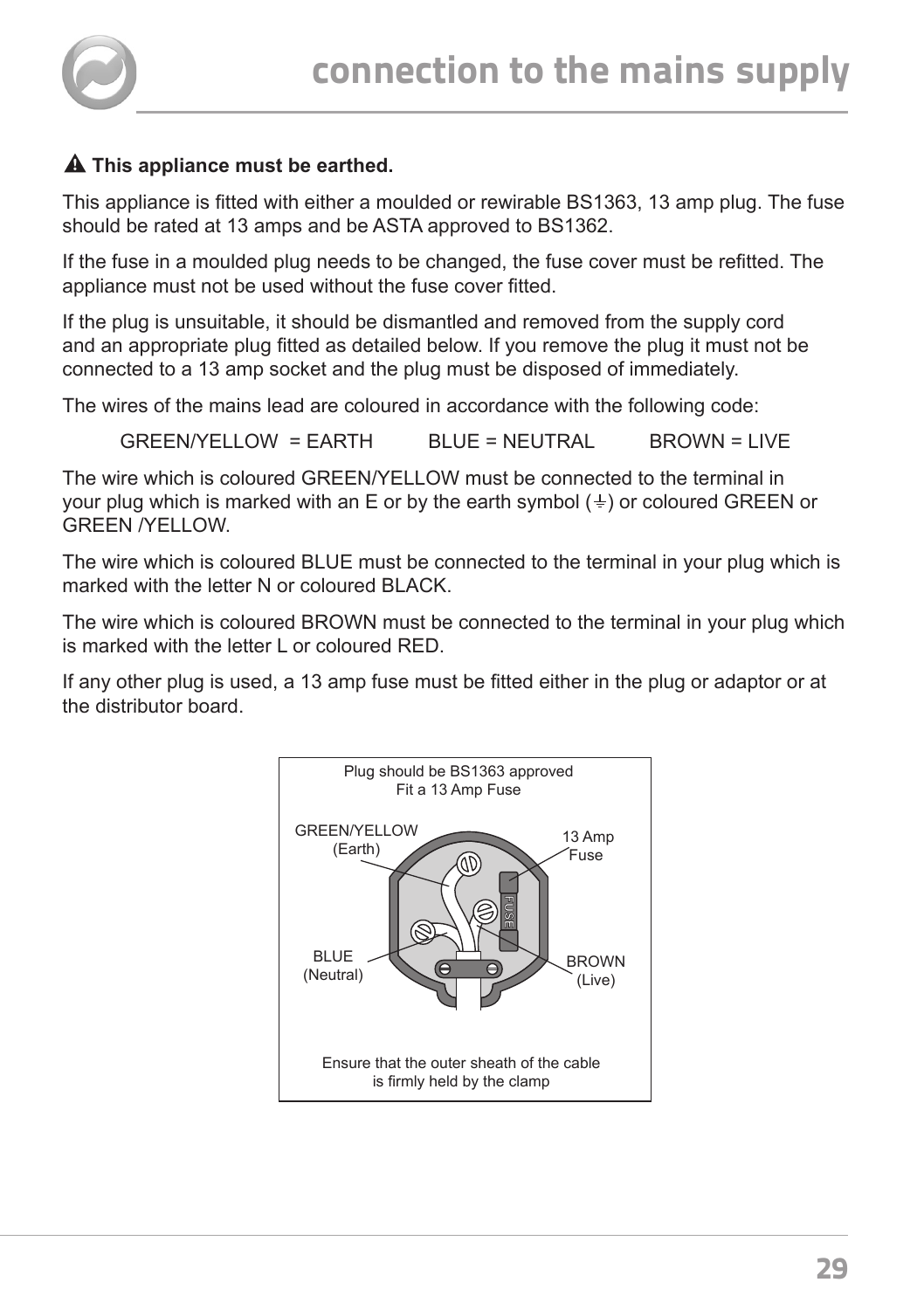# connection to the mains supply

⚠ **This appliance must be earthed.**

This appliance is fitted with either a moulded or rewirable BS1363, 13 amp plug. The fuse should be rated at 13 amps and be ASTA approved to BS1362.

If the fuse in a moulded plug needs to be changed, the fuse cover must be refitted. The appliance must not be used without the fuse cover fitted.

If the plug is unsuitable, it should be dismantled and removed from the supply cord and an appropriate plug fitted as detailed below. If you remove the plug it must not be connected to a 13 amp socket and the plug must be disposed of immediately.

The wires of the mains lead are coloured in accordance with the following code:

GREEN/YELLOW = EARTH    BLUE = NEUTRAL    BROWN = LIVE

The wire which is coloured GREEN/YELLOW must be connected to the terminal in your plug which is marked with an E or by the earth symbol (⏚) or coloured GREEN or GREEN /YELLOW.

The wire which is coloured BLUE must be connected to the terminal in your plug which is marked with the letter N or coloured BLACK.

The wire which is coloured BROWN must be connected to the terminal in your plug which is marked with the letter L or coloured RED.

If any other plug is used, a 13 amp fuse must be fitted either in the plug or adaptor or at the distributor board.

Plug should be BS1363 approved
Fit a 13 Amp Fuse

GREEN/YELLOW (Earth)

13 Amp Fuse

FUSE

BLUE (Neutral)

BROWN (Live)

Ensure that the outer sheath of the cable is firmly held by the clamp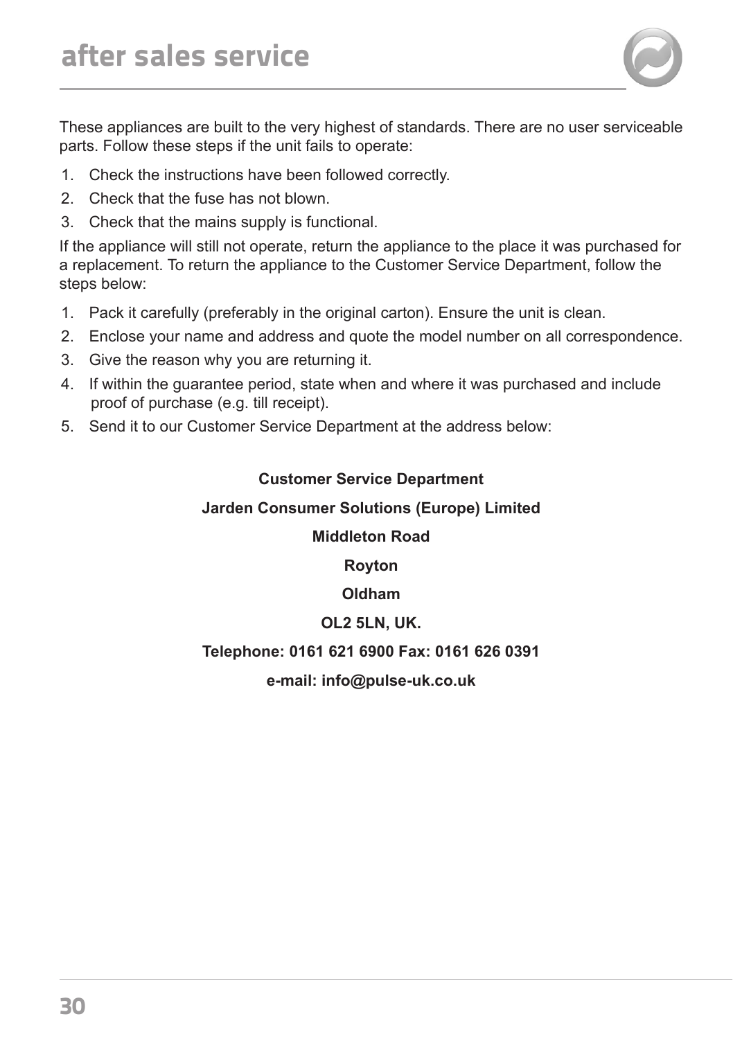# after sales service

These appliances are built to the very highest of standards. There are no user serviceable parts. Follow these steps if the unit fails to operate:

1. Check the instructions have been followed correctly.
2. Check that the fuse has not blown.
3. Check that the mains supply is functional.

If the appliance will still not operate, return the appliance to the place it was purchased for a replacement. To return the appliance to the Customer Service Department, follow the steps below:

1. Pack it carefully (preferably in the original carton). Ensure the unit is clean.
2. Enclose your name and address and quote the model number on all correspondence.
3. Give the reason why you are returning it.
4. If within the guarantee period, state when and where it was purchased and include proof of purchase (e.g. till receipt).
5. Send it to our Customer Service Department at the address below:

**Customer Service Department**

**Jarden Consumer Solutions (Europe) Limited**

**Middleton Road**

**Royton**

**Oldham**

**OL2 5LN, UK.**

**Telephone: 0161 621 6900 Fax: 0161 626 0391**

**e-mail: info@pulse-uk.co.uk**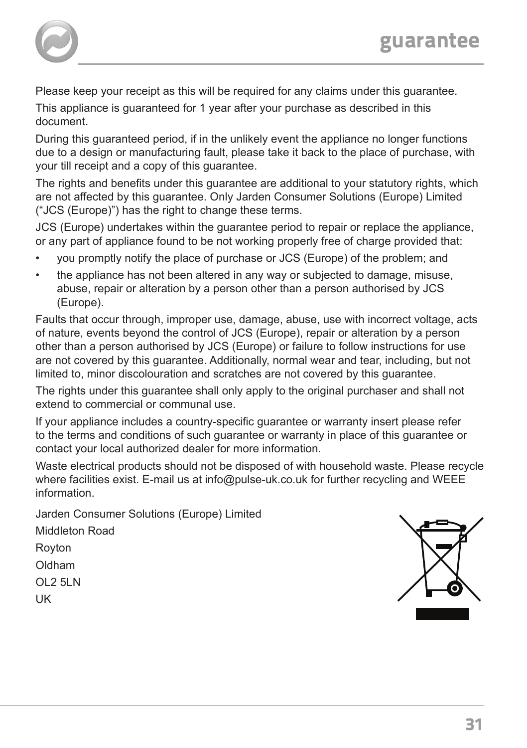# guarantee

Please keep your receipt as this will be required for any claims under this guarantee.

This appliance is guaranteed for 1 year after your purchase as described in this document.

During this guaranteed period, if in the unlikely event the appliance no longer functions due to a design or manufacturing fault, please take it back to the place of purchase, with your till receipt and a copy of this guarantee.

The rights and benefits under this guarantee are additional to your statutory rights, which are not affected by this guarantee. Only Jarden Consumer Solutions (Europe) Limited (“JCS (Europe)”) has the right to change these terms.

JCS (Europe) undertakes within the guarantee period to repair or replace the appliance, or any part of appliance found to be not working properly free of charge provided that:

- you promptly notify the place of purchase or JCS (Europe) of the problem; and
- the appliance has not been altered in any way or subjected to damage, misuse, abuse, repair or alteration by a person other than a person authorised by JCS (Europe).

Faults that occur through, improper use, damage, abuse, use with incorrect voltage, acts of nature, events beyond the control of JCS (Europe), repair or alteration by a person other than a person authorised by JCS (Europe) or failure to follow instructions for use are not covered by this guarantee. Additionally, normal wear and tear, including, but not limited to, minor discolouration and scratches are not covered by this guarantee.

The rights under this guarantee shall only apply to the original purchaser and shall not extend to commercial or communal use.

If your appliance includes a country-specific guarantee or warranty insert please refer to the terms and conditions of such guarantee or warranty in place of this guarantee or contact your local authorized dealer for more information.

Waste electrical products should not be disposed of with household waste. Please recycle where facilities exist. E-mail us at info@pulse-uk.co.uk for further recycling and WEEE information.

Jarden Consumer Solutions (Europe) Limited
Middleton Road
Royton
Oldham
OL2 5LN
UK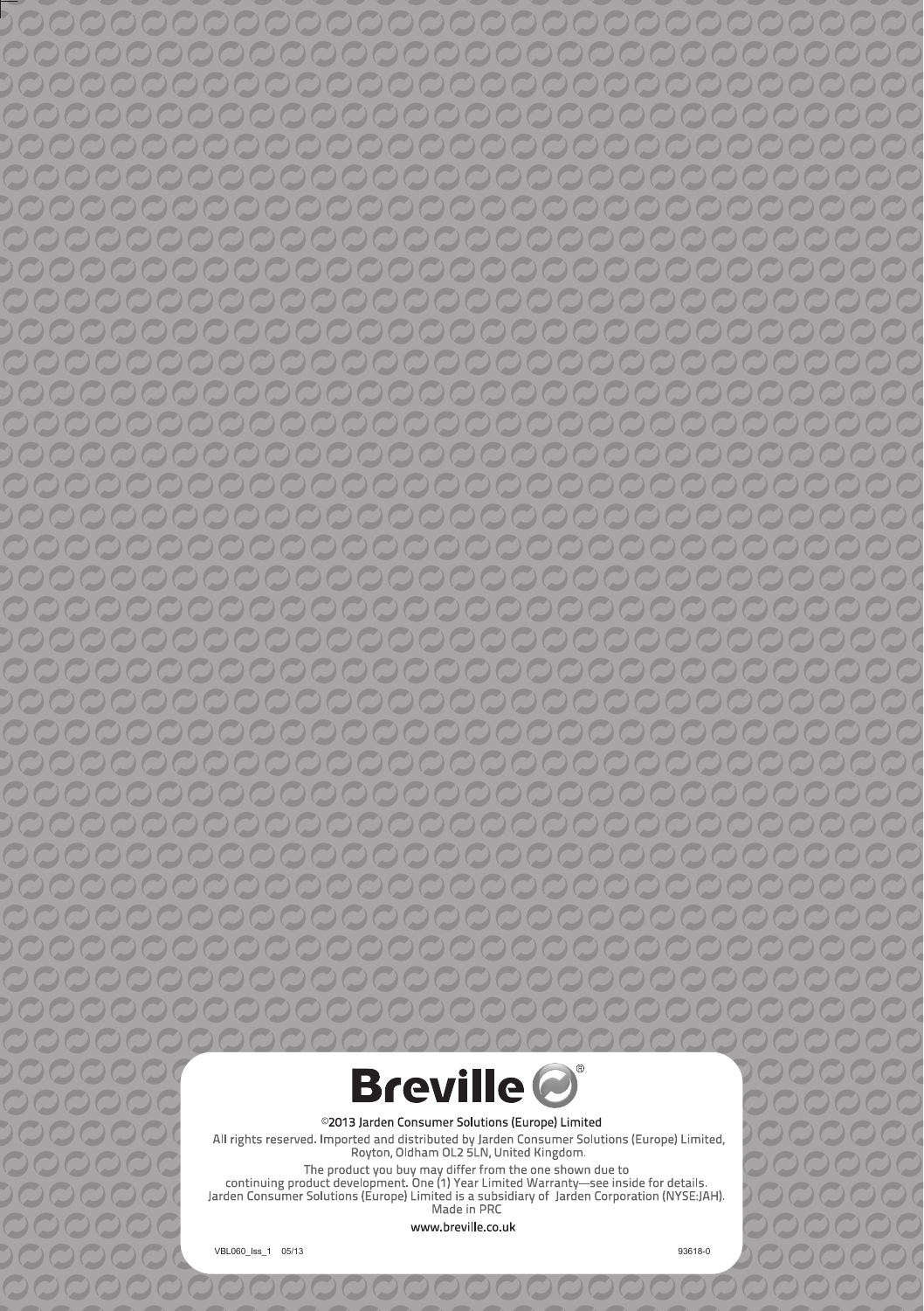**Breville**®

©2013 Jarden Consumer Solutions (Europe) Limited

All rights reserved. Imported and distributed by Jarden Consumer Solutions (Europe) Limited, Royton, Oldham OL2 5LN, United Kingdom.

The product you buy may differ from the one shown due to continuing product development. One (1) Year Limited Warranty—see inside for details. Jarden Consumer Solutions (Europe) Limited is a subsidiary of Jarden Corporation (NYSE:JAH). Made in PRC

www.breville.co.uk

VBL060_Iss_1 05/13

93618-0